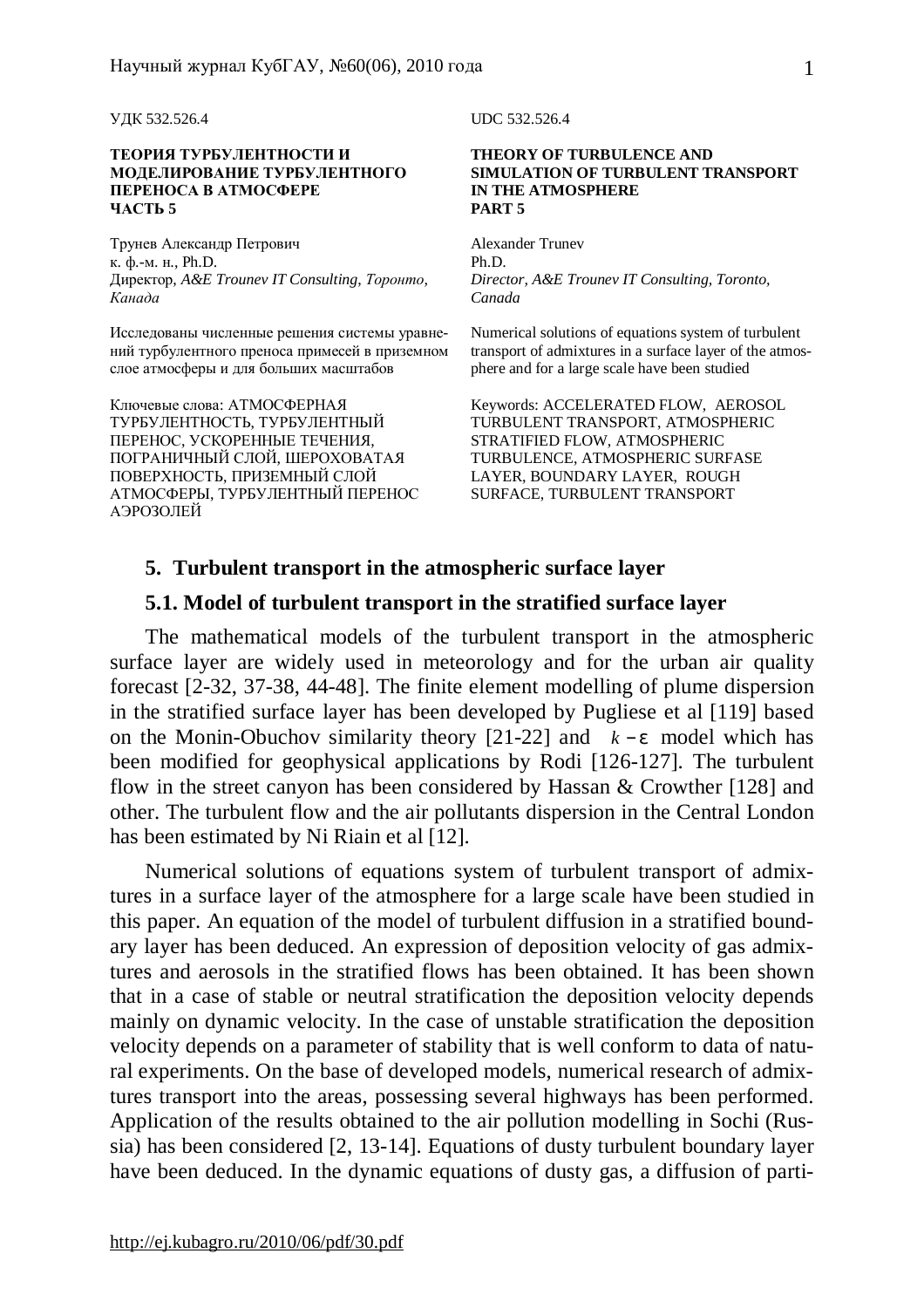УДК 532.526.4

**ТЕОРИЯ ТУРБУЛЕНТНОСТИ И МОДЕЛИРОВАНИЕ ТУРБУЛЕНТНОГО ПЕРЕНОСА В АТМОСФЕРЕ ЧАСТЬ 5**

Трунев Александр Петрович
к. ф.-м. н., Ph.D.
Директор, *A&E Trounev IT Consulting, Торонто, Канада*

Исследованы численные решения системы уравнений турбулентного преноса примесей в приземном слое атмосферы и для больших масштабов

Ключевые слова: АТМОСФЕРНАЯ ТУРБУЛЕНТНОСТЬ, ТУРБУЛЕНТНЫЙ ПЕРЕНОС, УСКОРЕННЫЕ ТЕЧЕНИЯ, ПОГРАНИЧНЫЙ СЛОЙ, ШЕРОХОВАТАЯ ПОВЕРХНОСТЬ, ПРИЗЕМНЫЙ СЛОЙ АТМОСФЕРЫ, ТУРБУЛЕНТНЫЙ ПЕРЕНОС АЭРОЗОЛЕЙ

UDC 532.526.4

**THEORY OF TURBULENCE AND SIMULATION OF TURBULENT TRANSPORT IN THE ATMOSPHERE PART 5**

Alexander Trunev
Ph.D.
*Director, A&E Trounev IT Consulting, Toronto, Canada*

Numerical solutions of equations system of turbulent transport of admixtures in a surface layer of the atmosphere and for a large scale have been studied

Keywords: ACCELERATED FLOW, AEROSOL TURBULENT TRANSPORT, ATMOSPHERIC STRATIFIED FLOW, ATMOSPHERIC TURBULENCE, ATMOSPHERIC SURFASE LAYER, BOUNDARY LAYER, ROUGH SURFACE, TURBULENT TRANSPORT

## 5. Turbulent transport in the atmospheric surface layer

### 5.1. Model of turbulent transport in the stratified surface layer

The mathematical models of the turbulent transport in the atmospheric surface layer are widely used in meteorology and for the urban air quality forecast [2-32, 37-38, 44-48]. The finite element modelling of plume dispersion in the stratified surface layer has been developed by Pugliese et al [119] based on the Monin-Obuchov similarity theory [21-22] and $k-\varepsilon$ model which has been modified for geophysical applications by Rodi [126-127]. The turbulent flow in the street canyon has been considered by Hassan & Crowther [128] and other. The turbulent flow and the air pollutants dispersion in the Central London has been estimated by Ni Riain et al [12].

Numerical solutions of equations system of turbulent transport of admixtures in a surface layer of the atmosphere for a large scale have been studied in this paper. An equation of the model of turbulent diffusion in a stratified boundary layer has been deduced. An expression of deposition velocity of gas admixtures and aerosols in the stratified flows has been obtained. It has been shown that in a case of stable or neutral stratification the deposition velocity depends mainly on dynamic velocity. In the case of unstable stratification the deposition velocity depends on a parameter of stability that is well conform to data of natural experiments. On the base of developed models, numerical research of admixtures transport into the areas, possessing several highways has been performed. Application of the results obtained to the air pollution modelling in Sochi (Russia) has been considered [2, 13-14]. Equations of dusty turbulent boundary layer have been deduced. In the dynamic equations of dusty gas, a diffusion of parti-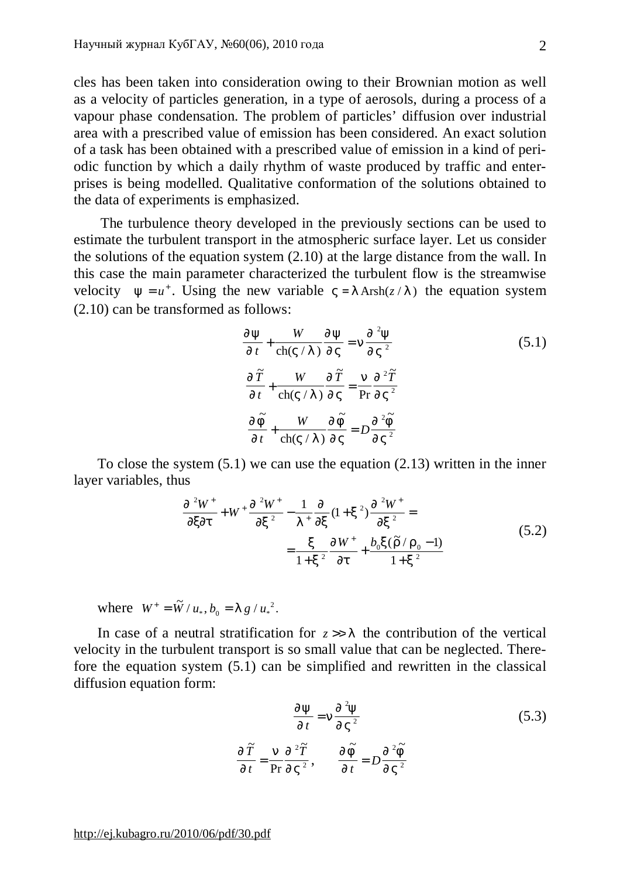cles has been taken into consideration owing to their Brownian motion as well as a velocity of particles generation, in a type of aerosols, during a process of a vapour phase condensation. The problem of particles' diffusion over industrial area with a prescribed value of emission has been considered. An exact solution of a task has been obtained with a prescribed value of emission in a kind of periodic function by which a daily rhythm of waste produced by traffic and enterprises is being modelled. Qualitative conformation of the solutions obtained to the data of experiments is emphasized.

The turbulence theory developed in the previously sections can be used to estimate the turbulent transport in the atmospheric surface layer. Let us consider the solutions of the equation system (2.10) at the large distance from the wall. In this case the main parameter characterized the turbulent flow is the streamwise velocity $\psi = u^+$. Using the new variable $\varsigma = \lambda\,\mathrm{Arsh}(z/\lambda)$ the equation system (2.10) can be transformed as follows:

$$\frac{\partial \psi}{\partial t} + \frac{W}{\mathrm{ch}(\varsigma/\lambda)}\frac{\partial \psi}{\partial \varsigma} = \nu \frac{\partial^2 \psi}{\partial \varsigma^2} \tag{5.1}$$

$$\frac{\partial \tilde{T}}{\partial t} + \frac{W}{\mathrm{ch}(\varsigma/\lambda)}\frac{\partial \tilde{T}}{\partial \varsigma} = \frac{\nu}{\mathrm{Pr}}\frac{\partial^2 \tilde{T}}{\partial \varsigma^2}$$

$$\frac{\partial \tilde{\varphi}}{\partial t} + \frac{W}{\mathrm{ch}(\varsigma/\lambda)}\frac{\partial \tilde{\varphi}}{\partial \varsigma} = D\frac{\partial^2 \tilde{\varphi}}{\partial \varsigma^2}$$

To close the system (5.1) we can use the equation (2.13) written in the inner layer variables, thus

$$\frac{\partial^2 W^+}{\partial \xi \partial \tau} + W^+\frac{\partial^2 W^+}{\partial \xi^2} - \frac{1}{\lambda^+}\frac{\partial}{\partial \xi}(1+\xi^2)\frac{\partial^2 W^+}{\partial \xi^2} = \tag{5.2}$$

$$= \frac{\xi}{1+\xi^2}\frac{\partial W^+}{\partial \tau} + \frac{b_0 \xi(\tilde{\rho}/\rho_0 - 1)}{1+\xi^2}$$

where $W^+ = \tilde{W}/u_*,\, b_0 = \lambda g/u_*^2$.

In case of a neutral stratification for $z \gg \lambda$ the contribution of the vertical velocity in the turbulent transport is so small value that can be neglected. Therefore the equation system (5.1) can be simplified and rewritten in the classical diffusion equation form:

$$\frac{\partial \psi}{\partial t} = \nu \frac{\partial^2 \psi}{\partial \varsigma^2} \tag{5.3}$$

$$\frac{\partial \tilde{T}}{\partial t} = \frac{\nu}{\mathrm{Pr}}\frac{\partial^2 \tilde{T}}{\partial \varsigma^2}, \qquad \frac{\partial \tilde{\varphi}}{\partial t} = D\frac{\partial^2 \tilde{\varphi}}{\partial \varsigma^2}$$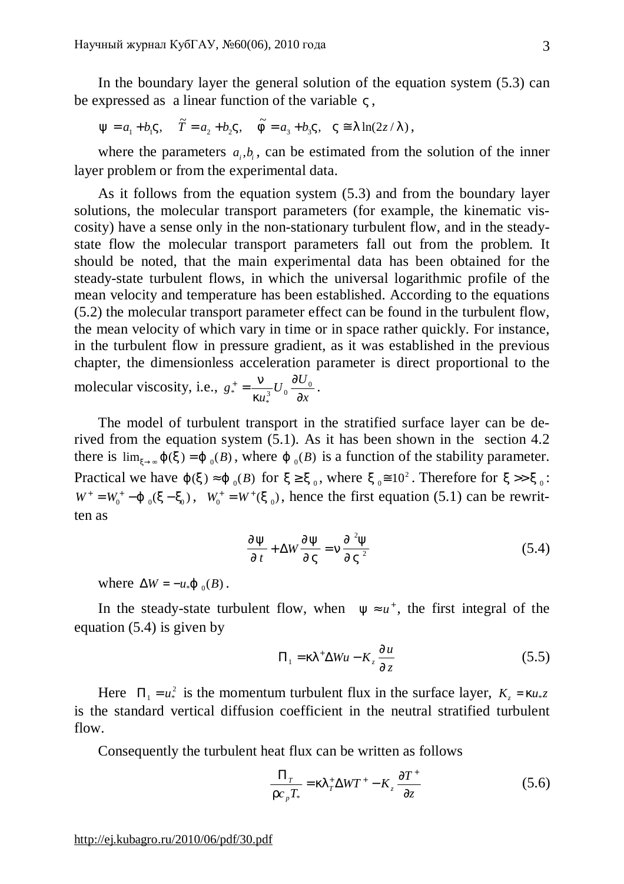In the boundary layer the general solution of the equation system (5.3) can be expressed as a linear function of the variable $\varsigma$,

$$\psi = a_1 + b_1\varsigma, \quad \tilde{T} = a_2 + b_2\varsigma, \quad \tilde{\varphi} = a_3 + b_3\varsigma, \quad \varsigma \cong \lambda \ln(2z/\lambda),$$

where the parameters $a_i, b_i$, can be estimated from the solution of the inner layer problem or from the experimental data.

As it follows from the equation system (5.3) and from the boundary layer solutions, the molecular transport parameters (for example, the kinematic viscosity) have a sense only in the non-stationary turbulent flow, and in the steady-state flow the molecular transport parameters fall out from the problem. It should be noted, that the main experimental data has been obtained for the steady-state turbulent flows, in which the universal logarithmic profile of the mean velocity and temperature has been established. According to the equations (5.2) the molecular transport parameter effect can be found in the turbulent flow, the mean velocity of which vary in time or in space rather quickly. For instance, in the turbulent flow in pressure gradient, as it was established in the previous chapter, the dimensionless acceleration parameter is direct proportional to the molecular viscosity, i.e., $g_*^+ = \frac{\nu}{\kappa u_*^3} U_0 \frac{\partial U_0}{\partial x}$.

The model of turbulent transport in the stratified surface layer can be derived from the equation system (5.1). As it has been shown in the section 4.2 there is $\lim_{\xi\to\infty} \varphi(\xi) = \varphi_0(B)$, where $\varphi_0(B)$ is a function of the stability parameter. Practical we have $\varphi(\xi) \approx \varphi_0(B)$ for $\xi \ge \xi_0$, where $\xi_0 \cong 10^2$. Therefore for $\xi >> \xi_0$: $W^+ = W_0^+ - \varphi_0(\xi - \xi_0)$, $W_0^+ = W^+(\xi_0)$, hence the first equation (5.1) can be rewritten as

$$\frac{\partial \psi}{\partial t} + \Delta W \frac{\partial \psi}{\partial \varsigma} = \nu \frac{\partial^2 \psi}{\partial \varsigma^2} \tag{5.4}$$

where $\Delta W = -u_* \varphi_0(B)$.

In the steady-state turbulent flow, when $\psi \approx u^+$, the first integral of the equation (5.4) is given by

$$\Pi_1 = \kappa\lambda^+ \Delta W u - K_z \frac{\partial u}{\partial z} \tag{5.5}$$

Here $\Pi_1 = u_*^2$ is the momentum turbulent flux in the surface layer, $K_z = \kappa u_* z$ is the standard vertical diffusion coefficient in the neutral stratified turbulent flow.

Consequently the turbulent heat flux can be written as follows

$$\frac{\Pi_T}{\rho c_p T_*} = \kappa\lambda_T^+ \Delta W T^+ - K_z \frac{\partial T^+}{\partial z} \tag{5.6}$$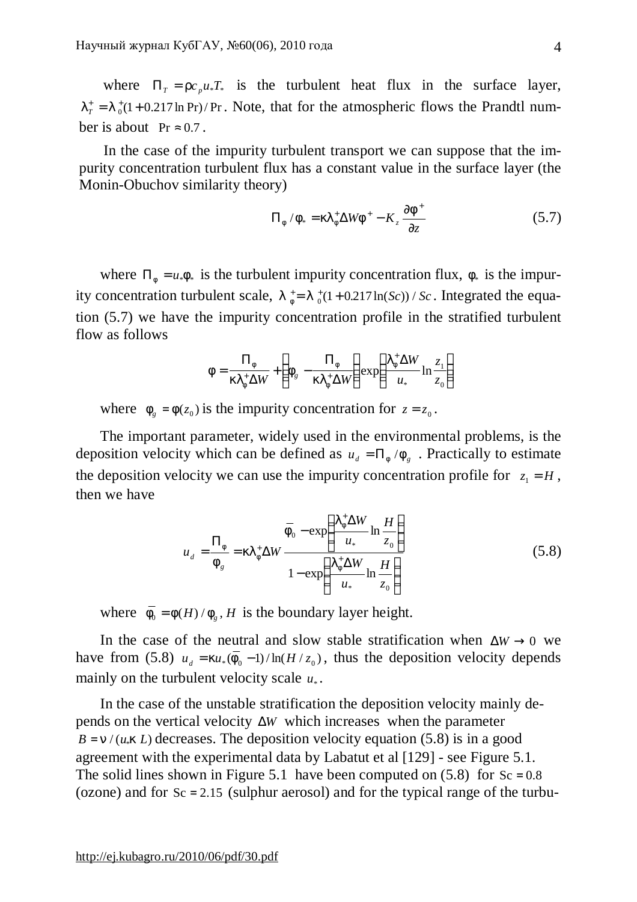where $\Pi_T = \rho c_p u_* T_*$ is the turbulent heat flux in the surface layer, $\lambda_T^+ = \lambda_0^+ (1 + 0.217 \ln \mathrm{Pr}) / \mathrm{Pr}$. Note, that for the atmospheric flows the Prandtl number is about $\mathrm{Pr} \approx 0.7$.

In the case of the impurity turbulent transport we can suppose that the impurity concentration turbulent flux has a constant value in the surface layer (the Monin-Obuchov similarity theory)

$$\Pi_\varphi / \varphi_* = \kappa \lambda_\varphi^+ \Delta W \varphi^+ - K_z \frac{\partial \varphi^+}{\partial z} \tag{5.7}$$

where $\Pi_\varphi = u_* \varphi_*$ is the turbulent impurity concentration flux, $\varphi_*$ is the impurity concentration turbulent scale, $\lambda_\varphi^+ = \lambda_0^+ (1 + 0.217 \ln(Sc)) / Sc$. Integrated the equation (5.7) we have the impurity concentration profile in the stratified turbulent flow as follows

$$\varphi = \frac{\Pi_\varphi}{\kappa \lambda_\varphi^+ \Delta W} + \left( \varphi_g - \frac{\Pi_\varphi}{\kappa \lambda_\varphi^+ \Delta W} \right) \exp\left( \frac{\lambda_\varphi^+ \Delta W}{u_*} \ln \frac{z_1}{z_0} \right)$$

where $\varphi_g = \varphi(z_0)$ is the impurity concentration for $z = z_0$.

The important parameter, widely used in the environmental problems, is the deposition velocity which can be defined as $u_d = \Pi_\varphi / \varphi_g$. Practically to estimate the deposition velocity we can use the impurity concentration profile for $z_1 = H$, then we have

$$u_d = \frac{\Pi_\varphi}{\varphi_g} = \kappa \lambda_\varphi^+ \Delta W \frac{\bar{\varphi}_0 - \exp\left( \frac{\lambda_\varphi^+ \Delta W}{u_*} \ln \frac{H}{z_0} \right)}{1 - \exp\left( \frac{\lambda_\varphi^+ \Delta W}{u_*} \ln \frac{H}{z_0} \right)} \tag{5.8}$$

where $\bar{\varphi}_0 = \varphi(H) / \varphi_g$, $H$ is the boundary layer height.

In the case of the neutral and slow stable stratification when $\Delta W \to 0$ we have from (5.8) $u_d = \kappa u_* (\bar{\varphi}_0 - 1) / \ln(H / z_0)$, thus the deposition velocity depends mainly on the turbulent velocity scale $u_*$.

In the case of the unstable stratification the deposition velocity mainly depends on the vertical velocity $\Delta W$ which increases when the parameter $B = \nu / (u_* \kappa L)$ decreases. The deposition velocity equation (5.8) is in a good agreement with the experimental data by Labatut et al [129] - see Figure 5.1. The solid lines shown in Figure 5.1 have been computed on (5.8) for $\mathrm{Sc} = 0.8$ (ozone) and for $\mathrm{Sc} = 2.15$ (sulphur aerosol) and for the typical range of the turbu-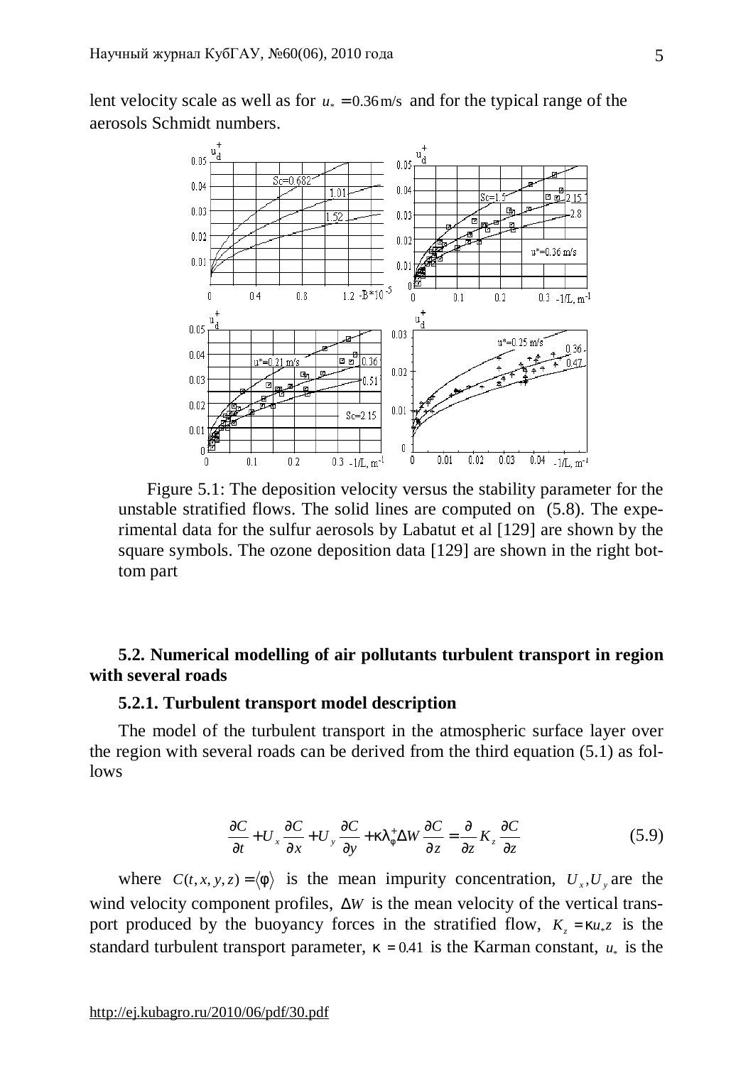lent velocity scale as well as for $u_* = 0.36$ m/s and for the typical range of the aerosols Schmidt numbers.

Figure 5.1: The deposition velocity versus the stability parameter for the unstable stratified flows. The solid lines are computed on (5.8). The experimental data for the sulfur aerosols by Labatut et al [129] are shown by the square symbols. The ozone deposition data [129] are shown in the right bottom part

### 5.2. Numerical modelling of air pollutants turbulent transport in region with several roads

#### 5.2.1. Turbulent transport model description

The model of the turbulent transport in the atmospheric surface layer over the region with several roads can be derived from the third equation (5.1) as follows

$$\frac{\partial C}{\partial t} + U_x \frac{\partial C}{\partial x} + U_y \frac{\partial C}{\partial y} + \kappa \lambda_\varphi^+ \Delta W \frac{\partial C}{\partial z} = \frac{\partial}{\partial z} K_z \frac{\partial C}{\partial z} \tag{5.9}$$

where $C(t,x,y,z) = \langle \varphi \rangle$ is the mean impurity concentration, $U_x, U_y$ are the wind velocity component profiles, $\Delta W$ is the mean velocity of the vertical transport produced by the buoyancy forces in the stratified flow, $K_z = \kappa u_* z$ is the standard turbulent transport parameter, $\kappa = 0.41$ is the Karman constant, $u_*$ is the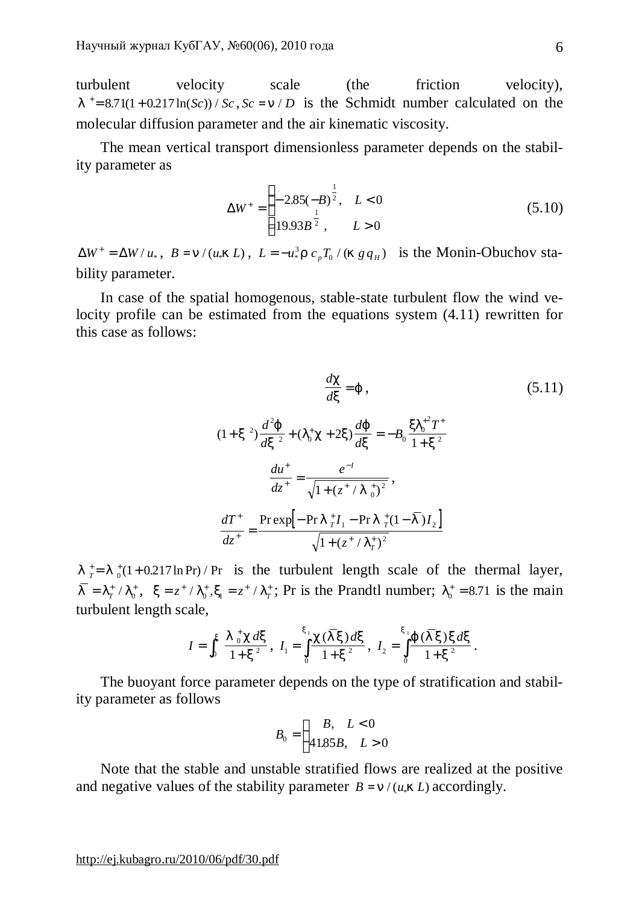turbulent velocity scale (the friction velocity), $\lambda^{+} = 8.71(1+0.217\ln(Sc))/Sc$, $Sc = \nu / D$ is the Schmidt number calculated on the molecular diffusion parameter and the air kinematic viscosity.

The mean vertical transport dimensionless parameter depends on the stability parameter as

$$\Delta W^{+} = \begin{cases} -2.85(-B)^{\frac{1}{2}}, & L<0 \\ 19.93B^{\frac{1}{2}}, & L>0 \end{cases} \tag{5.10}$$

$\Delta W^{+} = \Delta W / u_{*}$, $B = \nu / (u_{*}\kappa L)$, $L = -u_{*}^{3}\rho c_{p} T_{0} / (\kappa g q_{H})$ is the Monin-Obuchov stability parameter.

In case of the spatial homogenous, stable-state turbulent flow the wind velocity profile can be estimated from the equations system (4.11) rewritten for this case as follows:

$$\frac{d\chi}{d\xi} = \varphi, \tag{5.11}$$

$$(1+\xi^{2})\frac{d^{2}\varphi}{d\xi^{2}} + (\lambda_{0}^{+}\chi + 2\xi)\frac{d\varphi}{d\xi} = -B_{0}\frac{\xi\lambda_{0}^{+2}T^{+}}{1+\xi^{2}}$$

$$\frac{du^{+}}{dz^{+}} = \frac{e^{-I}}{\sqrt{1+(z^{+}/\lambda_{0}^{+})^{2}}},$$

$$\frac{dT^{+}}{dz^{+}} = \frac{\Pr \exp\left[-\Pr\lambda_{T}^{+}I_{1} - \Pr\lambda_{T}^{+}(1-\bar{\lambda})I_{2}\right]}{\sqrt{1+(z^{+}/\lambda_{T}^{+})^{2}}}$$

$\lambda_{T}^{+} = \lambda_{0}^{+}(1+0.217\ln \Pr)/\Pr$ is the turbulent length scale of the thermal layer, $\bar{\lambda} = \lambda_{T}^{+}/\lambda_{0}^{+}$, $\xi = z^{+}/\lambda_{0}^{+}, \xi_{1} = z^{+}/\lambda_{T}^{+}$; Pr is the Prandtl number; $\lambda_{0}^{+} = 8.71$ is the main turbulent length scale,

$$I = \int_{0}^{\xi} \frac{\lambda_{0}^{+}\chi\, d\xi}{1+\xi^{2}},\; I_{1} = \int_{0}^{\xi_{1}} \frac{\chi(\bar{\lambda}\xi)\, d\xi}{1+\xi^{2}},\; I_{2} = \int_{0}^{\xi_{1}} \frac{\varphi(\bar{\lambda}\xi)\,\xi\, d\xi}{1+\xi^{2}}.$$

The buoyant force parameter depends on the type of stratification and stability parameter as follows

$$B_{0} = \begin{cases} B, & L<0 \\ 41.85B, & L>0 \end{cases}$$

Note that the stable and unstable stratified flows are realized at the positive and negative values of the stability parameter $B = \nu/(u_{*}\kappa L)$ accordingly.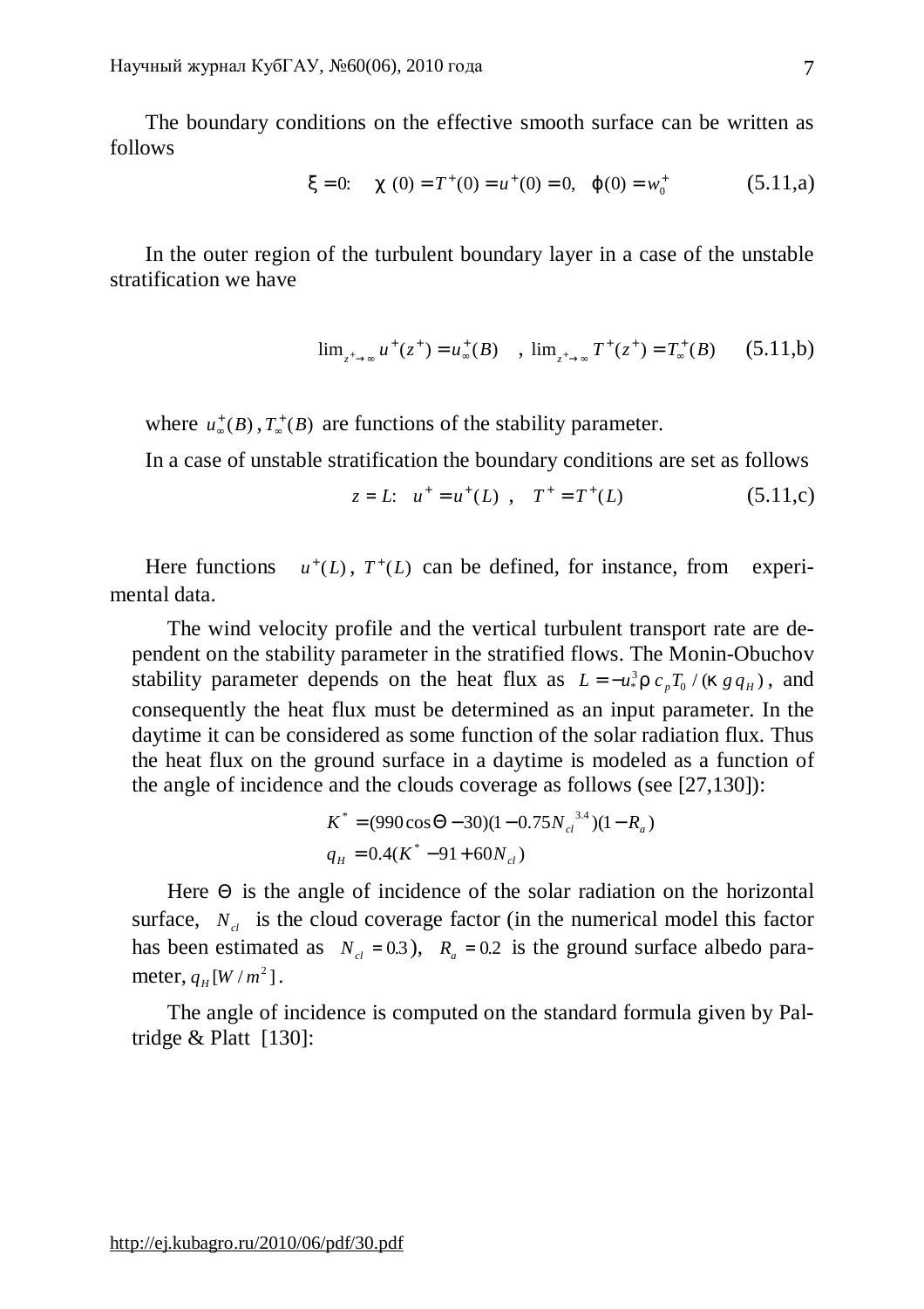The boundary conditions on the effective smooth surface can be written as follows

$$\xi = 0: \quad \chi\,(0) = T^+(0) = u^+(0) = 0, \quad \varphi(0) = w_0^+ \tag{5.11,a}$$

In the outer region of the turbulent boundary layer in a case of the unstable stratification we have

$$\lim_{z^+ \to \infty} u^+(z^+) = u_\infty^+(B) \quad , \ \lim_{z^+ \to \infty} T^+(z^+) = T_\infty^+(B) \tag{5.11,b}$$

where $u_\infty^+(B)$, $T_\infty^+(B)$ are functions of the stability parameter.

In a case of unstable stratification the boundary conditions are set as follows

$$z = L: \quad u^+ = u^+(L) \ , \quad T^+ = T^+(L) \tag{5.11,c}$$

Here functions $u^+(L)$, $T^+(L)$ can be defined, for instance, from experimental data.

The wind velocity profile and the vertical turbulent transport rate are dependent on the stability parameter in the stratified flows. The Monin-Obuchov stability parameter depends on the heat flux as $L = -u_*^3 \rho\, c_p T_0 / (\kappa\, g\, q_H)$, and consequently the heat flux must be determined as an input parameter. In the daytime it can be considered as some function of the solar radiation flux. Thus the heat flux on the ground surface in a daytime is modeled as a function of the angle of incidence and the clouds coverage as follows (see [27,130]):

$$K^* = (990\cos\Theta - 30)(1 - 0.75 {N_{cl}}^{3.4})(1 - R_a)$$

$$q_H = 0.4(K^* - 91 + 60 N_{cl})$$

Here $\Theta$ is the angle of incidence of the solar radiation on the horizontal surface, $N_{cl}$ is the cloud coverage factor (in the numerical model this factor has been estimated as $N_{cl} = 0.3$), $R_a = 0.2$ is the ground surface albedo parameter, $q_H [W / m^2]$.

The angle of incidence is computed on the standard formula given by Paltridge & Platt [130]: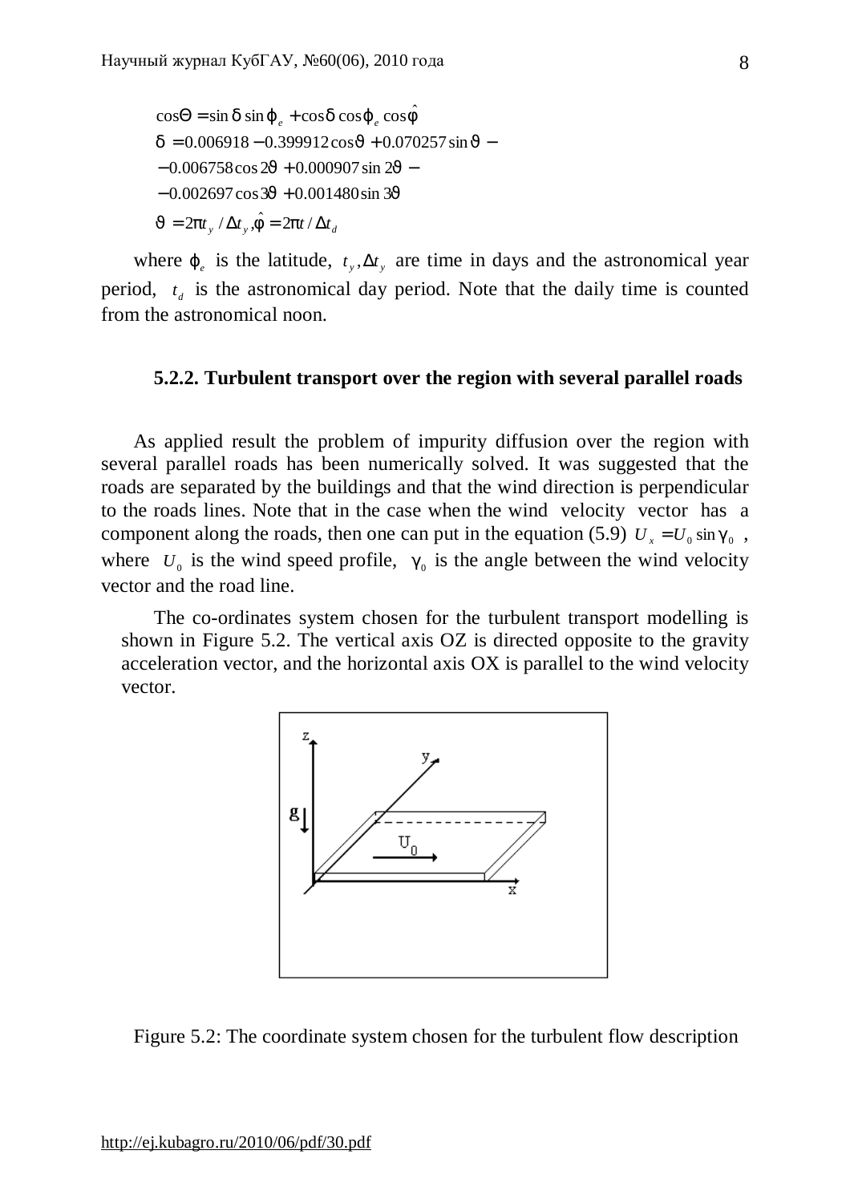$$\cos\Theta = \sin\delta\sin\varphi_e + \cos\delta\cos\varphi_e\cos\hat{\varphi}$$

$$\delta = 0.006918 - 0.399912\cos\vartheta + 0.070257\sin\vartheta -$$

$$-0.006758\cos 2\vartheta + 0.000907\sin 2\vartheta -$$

$$-0.002697\cos 3\vartheta + 0.001480\sin 3\vartheta$$

$$\vartheta = 2\pi t_y / \Delta t_y, \hat{\varphi} = 2\pi t / \Delta t_d$$

where $\varphi_e$ is the latitude, $t_y, \Delta t_y$ are time in days and the astronomical year period, $t_d$ is the astronomical day period. Note that the daily time is counted from the astronomical noon.

### 5.2.2. Turbulent transport over the region with several parallel roads

As applied result the problem of impurity diffusion over the region with several parallel roads has been numerically solved. It was suggested that the roads are separated by the buildings and that the wind direction is perpendicular to the roads lines. Note that in the case when the wind velocity vector has a component along the roads, then one can put in the equation (5.9) $U_x = U_0 \sin\gamma_0$, where $U_0$ is the wind speed profile, $\gamma_0$ is the angle between the wind velocity vector and the road line.

The co-ordinates system chosen for the turbulent transport modelling is shown in Figure 5.2. The vertical axis OZ is directed opposite to the gravity acceleration vector, and the horizontal axis OX is parallel to the wind velocity vector.

Figure 5.2: The coordinate system chosen for the turbulent flow description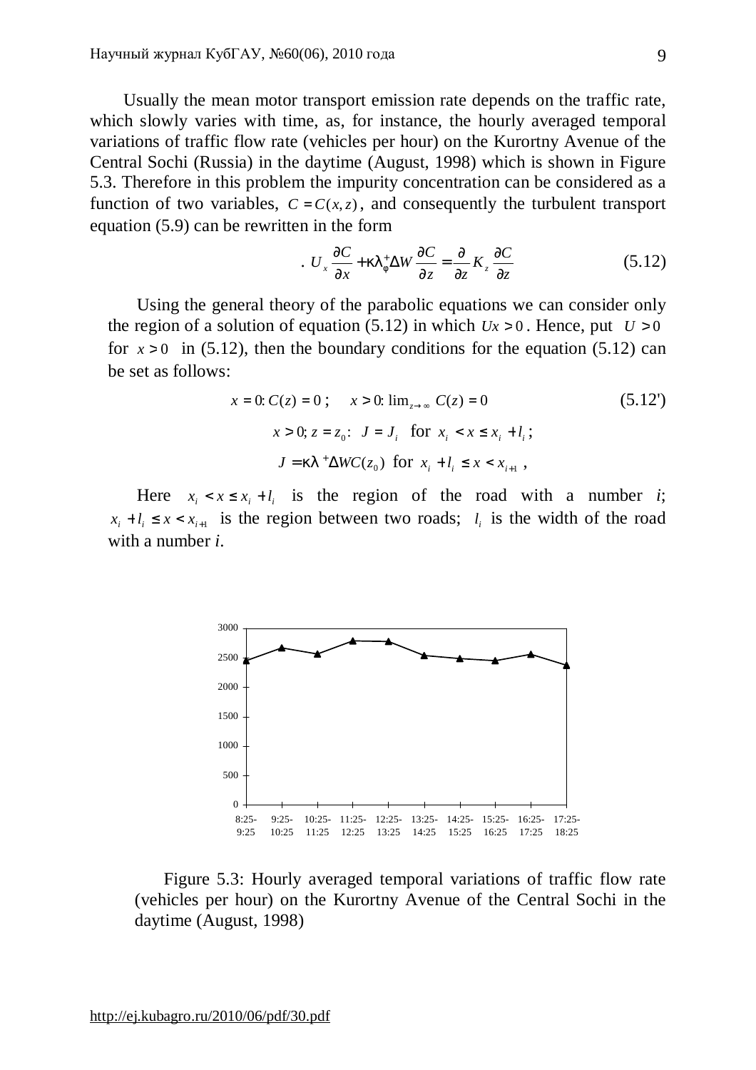Usually the mean motor transport emission rate depends on the traffic rate, which slowly varies with time, as, for instance, the hourly averaged temporal variations of traffic flow rate (vehicles per hour) on the Kurortny Avenue of the Central Sochi (Russia) in the daytime (August, 1998) which is shown in Figure 5.3. Therefore in this problem the impurity concentration can be considered as a function of two variables, $C = C(x, z)$, and consequently the turbulent transport equation (5.9) can be rewritten in the form

$$. \; U_x \frac{\partial C}{\partial x} + \kappa \lambda_\varphi^+ \Delta W \frac{\partial C}{\partial z} = \frac{\partial}{\partial z} K_z \frac{\partial C}{\partial z} \tag{5.12}$$

Using the general theory of the parabolic equations we can consider only the region of a solution of equation (5.12) in which $Ux > 0$. Hence, put $U > 0$ for $x > 0$ in (5.12), then the boundary conditions for the equation (5.12) can be set as follows:

$$x = 0{:}\; C(z) = 0\,; \quad x > 0{:}\; \lim_{z \to \infty} C(z) = 0 \tag{5.12'}$$

$$x > 0;\; z = z_0{:}\;\; J = J_i \;\text{ for }\; x_i < x \le x_i + l_i\,;$$

$$J = \kappa \lambda^+ \Delta W C(z_0) \;\text{ for }\; x_i + l_i \le x < x_{i+1}\,,$$

Here $x_i < x \le x_i + l_i$ is the region of the road with a number *i*; $x_i + l_i \le x < x_{i+1}$ is the region between two roads; $l_i$ is the width of the road with a number *i*.

Figure 5.3: Hourly averaged temporal variations of traffic flow rate (vehicles per hour) on the Kurortny Avenue of the Central Sochi in the daytime (August, 1998)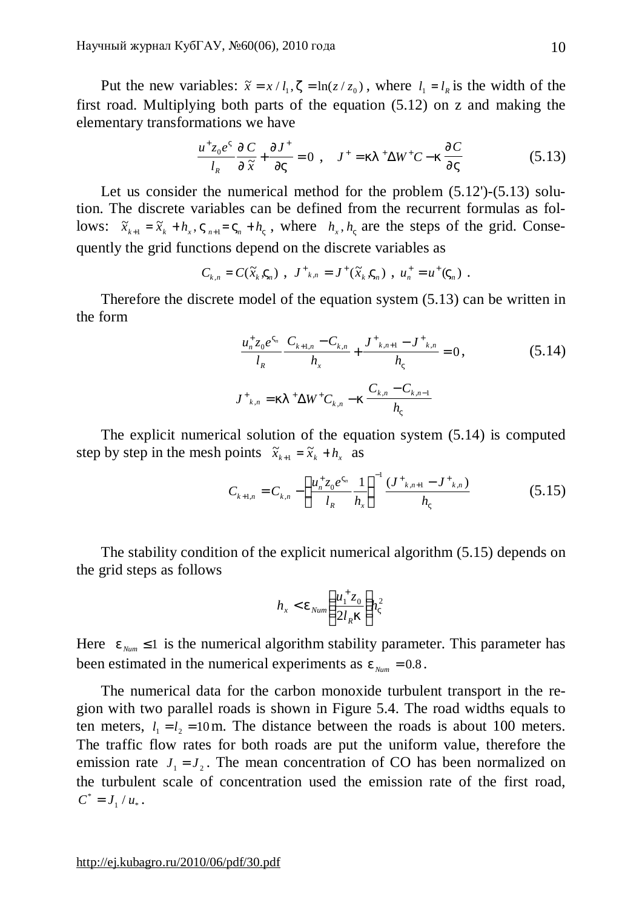Put the new variables: $\tilde{x} = x / l_1, \zeta = \ln(z / z_0)$, where $l_1 = l_R$ is the width of the first road. Multiplying both parts of the equation (5.12) on z and making the elementary transformations we have

$$\frac{u^+ z_0 e^{\varsigma}}{l_R} \frac{\partial C}{\partial \tilde{x}} + \frac{\partial J^+}{\partial \varsigma} = 0 \ , \quad J^+ = \kappa \lambda^+ \Delta W^+ C - \kappa \frac{\partial C}{\partial \varsigma} \tag{5.13}$$

Let us consider the numerical method for the problem (5.12')-(5.13) solution. The discrete variables can be defined from the recurrent formulas as follows: $\tilde{x}_{k+1} = \tilde{x}_k + h_x, \varsigma_{n+1} = \varsigma_n + h_\varsigma$, where $h_x, h_\varsigma$ are the steps of the grid. Consequently the grid functions depend on the discrete variables as

$$C_{k,n} = C(\tilde{x}_k, \varsigma_n) \ , \ J^+{}_{k,n} = J^+(\tilde{x}_k, \varsigma_n) \ , \ u_n^+ = u^+(\varsigma_n) \ .$$

Therefore the discrete model of the equation system (5.13) can be written in the form

$$\frac{u_n^+ z_0 e^{\varsigma_n}}{l_R} \frac{C_{k+1,n} - C_{k,n}}{h_x} + \frac{J^+{}_{k,n+1} - J^+{}_{k,n}}{h_\varsigma} = 0, \tag{5.14}$$

$$J^+{}_{k,n} = \kappa \lambda^+ \Delta W^+ C_{k,n} - \kappa \frac{C_{k,n} - C_{k,n-1}}{h_\varsigma}$$

The explicit numerical solution of the equation system (5.14) is computed step by step in the mesh points $\tilde{x}_{k+1} = \tilde{x}_k + h_x$ as

$$C_{k+1,n} = C_{k,n} - \left( \frac{u_n^+ z_0 e^{\varsigma_n}}{l_R} \frac{1}{h_x} \right)^{-1} \frac{(J^+{}_{k,n+1} - J^+{}_{k,n})}{h_\varsigma} \tag{5.15}$$

The stability condition of the explicit numerical algorithm (5.15) depends on the grid steps as follows

$$h_x < \varepsilon_{Num} \left( \frac{u_1^+ z_0}{2 l_R \kappa} \right) h_\varsigma^2$$

Here $\varepsilon_{Num} \le 1$ is the numerical algorithm stability parameter. This parameter has been estimated in the numerical experiments as $\varepsilon_{Num} = 0.8$.

The numerical data for the carbon monoxide turbulent transport in the region with two parallel roads is shown in Figure 5.4. The road widths equals to ten meters, $l_1 = l_2 = 10$ m. The distance between the roads is about 100 meters. The traffic flow rates for both roads are put the uniform value, therefore the emission rate $J_1 = J_2$. The mean concentration of CO has been normalized on the turbulent scale of concentration used the emission rate of the first road, $C^* = J_1 / u_*$.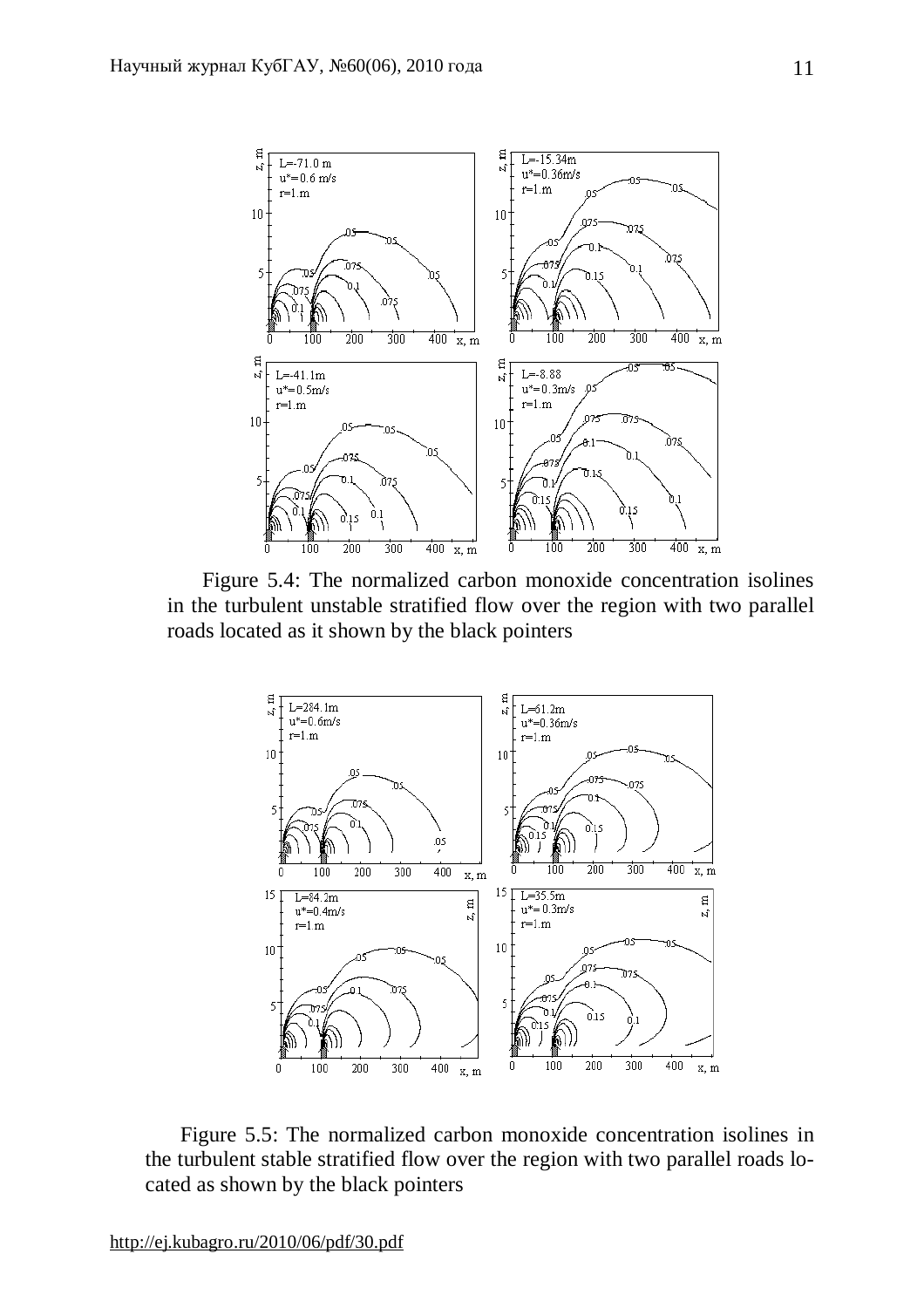Figure 5.4: The normalized carbon monoxide concentration isolines in the turbulent unstable stratified flow over the region with two parallel roads located as it shown by the black pointers

Figure 5.5: The normalized carbon monoxide concentration isolines in the turbulent stable stratified flow over the region with two parallel roads located as shown by the black pointers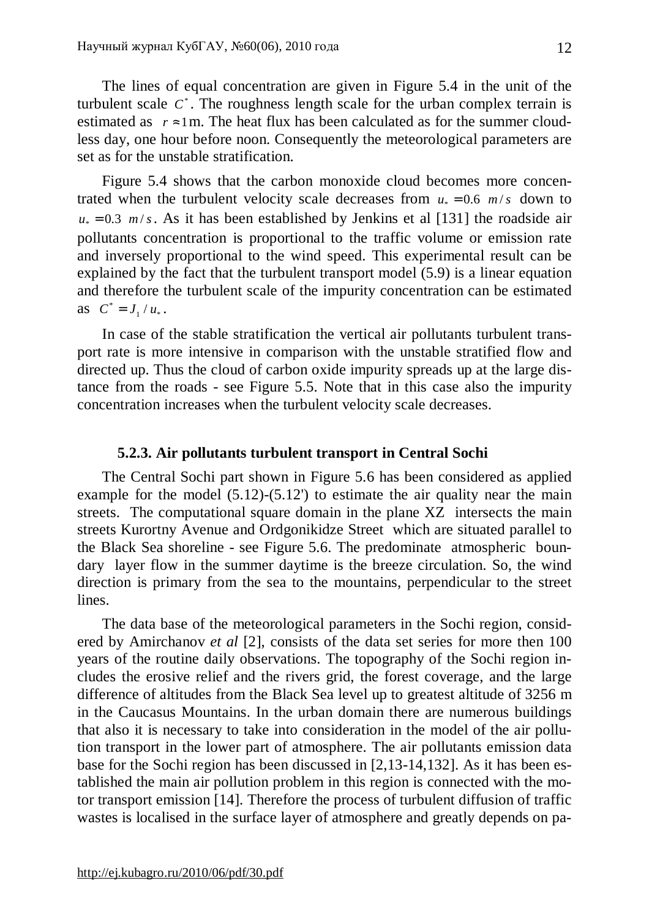The lines of equal concentration are given in Figure 5.4 in the unit of the turbulent scale $C^*$. The roughness length scale for the urban complex terrain is estimated as $r \approx 1$m. The heat flux has been calculated as for the summer cloudless day, one hour before noon. Consequently the meteorological parameters are set as for the unstable stratification.

Figure 5.4 shows that the carbon monoxide cloud becomes more concentrated when the turbulent velocity scale decreases from $u_* = 0.6\ m/s$ down to $u_* = 0.3\ m/s$. As it has been established by Jenkins et al [131] the roadside air pollutants concentration is proportional to the traffic volume or emission rate and inversely proportional to the wind speed. This experimental result can be explained by the fact that the turbulent transport model (5.9) is a linear equation and therefore the turbulent scale of the impurity concentration can be estimated as $C^* = J_1 / u_*$.

In case of the stable stratification the vertical air pollutants turbulent transport rate is more intensive in comparison with the unstable stratified flow and directed up. Thus the cloud of carbon oxide impurity spreads up at the large distance from the roads - see Figure 5.5. Note that in this case also the impurity concentration increases when the turbulent velocity scale decreases.

### 5.2.3. Air pollutants turbulent transport in Central Sochi

The Central Sochi part shown in Figure 5.6 has been considered as applied example for the model (5.12)-(5.12') to estimate the air quality near the main streets. The computational square domain in the plane XZ intersects the main streets Kurortny Avenue and Ordgonikidze Street which are situated parallel to the Black Sea shoreline - see Figure 5.6. The predominate atmospheric boundary layer flow in the summer daytime is the breeze circulation. So, the wind direction is primary from the sea to the mountains, perpendicular to the street lines.

The data base of the meteorological parameters in the Sochi region, considered by Amirchanov *et al* [2], consists of the data set series for more then 100 years of the routine daily observations. The topography of the Sochi region includes the erosive relief and the rivers grid, the forest coverage, and the large difference of altitudes from the Black Sea level up to greatest altitude of 3256 m in the Caucasus Mountains. In the urban domain there are numerous buildings that also it is necessary to take into consideration in the model of the air pollution transport in the lower part of atmosphere. The air pollutants emission data base for the Sochi region has been discussed in [2,13-14,132]. As it has been established the main air pollution problem in this region is connected with the motor transport emission [14]. Therefore the process of turbulent diffusion of traffic wastes is localised in the surface layer of atmosphere and greatly depends on pa-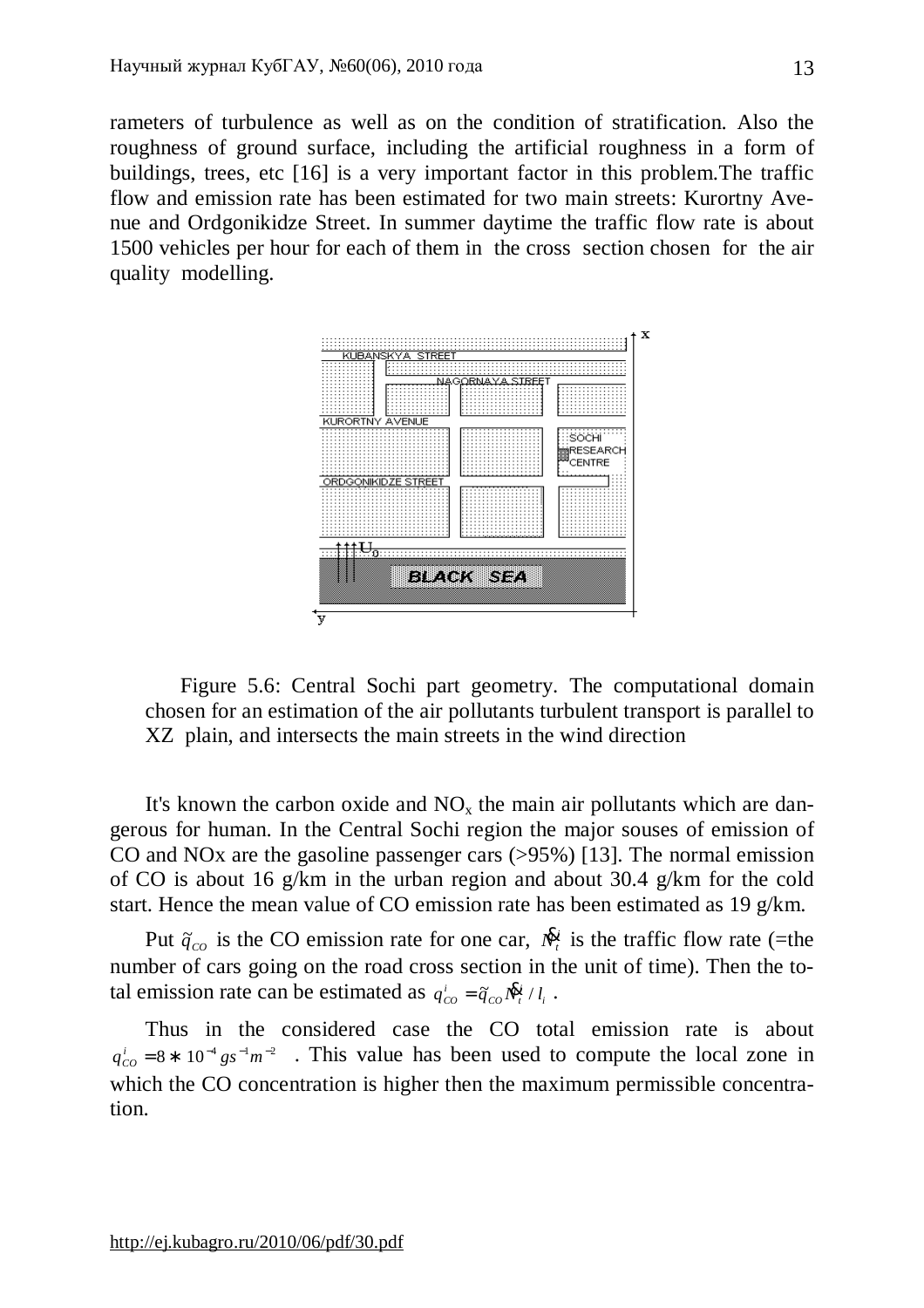rameters of turbulence as well as on the condition of stratification. Also the roughness of ground surface, including the artificial roughness in a form of buildings, trees, etc [16] is a very important factor in this problem.The traffic flow and emission rate has been estimated for two main streets: Kurortny Avenue and Ordgonikidze Street. In summer daytime the traffic flow rate is about 1500 vehicles per hour for each of them in the cross section chosen for the air quality modelling.

Figure 5.6: Central Sochi part geometry. The computational domain chosen for an estimation of the air pollutants turbulent transport is parallel to XZ plain, and intersects the main streets in the wind direction

It's known the carbon oxide and $NO_x$ the main air pollutants which are dangerous for human. In the Central Sochi region the major souses of emission of CO and NOx are the gasoline passenger cars (>95%) [13]. The normal emission of CO is about 16 g/km in the urban region and about 30.4 g/km for the cold start. Hence the mean value of CO emission rate has been estimated as 19 g/km.

Put $\tilde{q}_{CO}$ is the CO emission rate for one car, $\dot{N}_t^i$ is the traffic flow rate (=the number of cars going on the road cross section in the unit of time). Then the total emission rate can be estimated as $q_{CO}^i = \tilde{q}_{CO} \dot{N}_t^i / l_i$ .

Thus in the considered case the CO total emission rate is about $q_{CO}^i = 8 * 10^{-4} gs^{-1}m^{-2}$ . This value has been used to compute the local zone in which the CO concentration is higher then the maximum permissible concentration.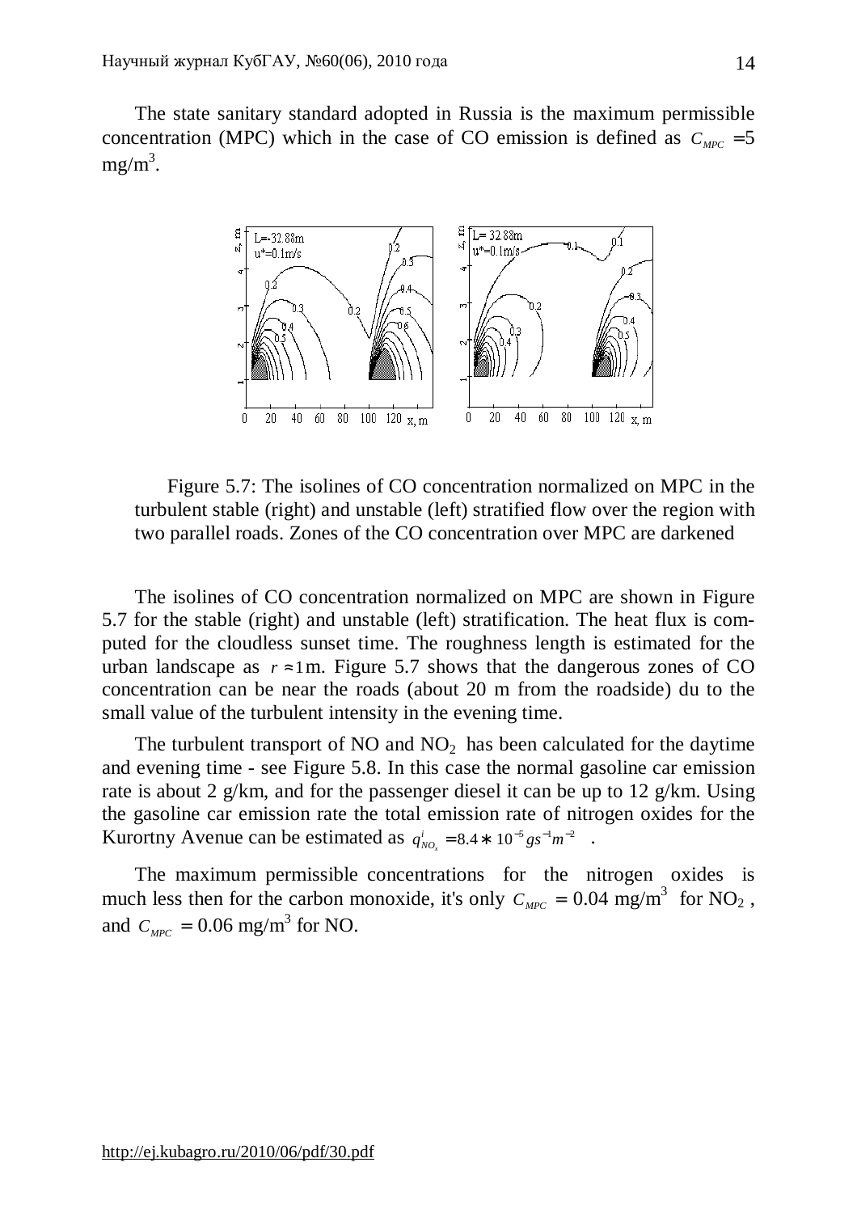The state sanitary standard adopted in Russia is the maximum permissible concentration (MPC) which in the case of CO emission is defined as $C_{MPC} = 5$ mg/m$^3$.

Figure 5.7: The isolines of CO concentration normalized on MPC in the turbulent stable (right) and unstable (left) stratified flow over the region with two parallel roads. Zones of the CO concentration over MPC are darkened

The isolines of CO concentration normalized on MPC are shown in Figure 5.7 for the stable (right) and unstable (left) stratification. The heat flux is computed for the cloudless sunset time. The roughness length is estimated for the urban landscape as $r \approx 1$m. Figure 5.7 shows that the dangerous zones of CO concentration can be near the roads (about 20 m from the roadside) du to the small value of the turbulent intensity in the evening time.

The turbulent transport of NO and $NO_2$ has been calculated for the daytime and evening time - see Figure 5.8. In this case the normal gasoline car emission rate is about 2 g/km, and for the passenger diesel it can be up to 12 g/km. Using the gasoline car emission rate the total emission rate of nitrogen oxides for the Kurortny Avenue can be estimated as $q^i_{NO_x} = 8.4 * 10^{-5} g s^{-1} m^{-2}$ .

The maximum permissible concentrations for the nitrogen oxides is much less then for the carbon monoxide, it's only $C_{MPC} = 0.04$ mg/m$^3$ for $NO_2$ , and $C_{MPC} = 0.06$ mg/m$^3$ for NO.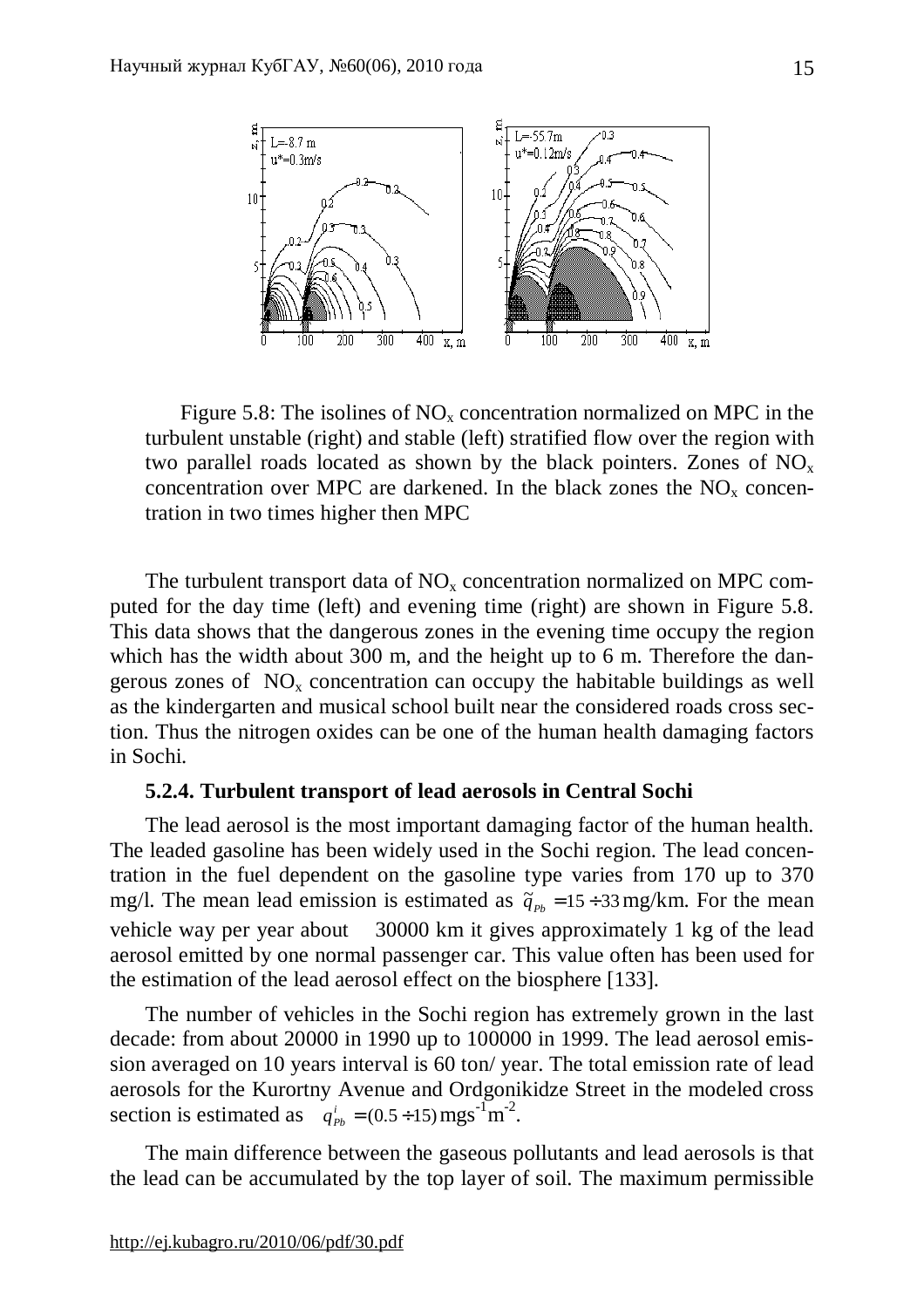Figure 5.8: The isolines of $NO_x$ concentration normalized on MPC in the turbulent unstable (right) and stable (left) stratified flow over the region with two parallel roads located as shown by the black pointers. Zones of $NO_x$ concentration over MPC are darkened. In the black zones the $NO_x$ concentration in two times higher then MPC

The turbulent transport data of $NO_x$ concentration normalized on MPC computed for the day time (left) and evening time (right) are shown in Figure 5.8. This data shows that the dangerous zones in the evening time occupy the region which has the width about 300 m, and the height up to 6 m. Therefore the dangerous zones of $NO_x$ concentration can occupy the habitable buildings as well as the kindergarten and musical school built near the considered roads cross section. Thus the nitrogen oxides can be one of the human health damaging factors in Sochi.

### 5.2.4. Turbulent transport of lead aerosols in Central Sochi

The lead aerosol is the most important damaging factor of the human health. The leaded gasoline has been widely used in the Sochi region. The lead concentration in the fuel dependent on the gasoline type varies from 170 up to 370 mg/l. The mean lead emission is estimated as $\tilde{q}_{Pb} = 15 \div 33$ mg/km. For the mean vehicle way per year about 30000 km it gives approximately 1 kg of the lead aerosol emitted by one normal passenger car. This value often has been used for the estimation of the lead aerosol effect on the biosphere [133].

The number of vehicles in the Sochi region has extremely grown in the last decade: from about 20000 in 1990 up to 100000 in 1999. The lead aerosol emission averaged on 10 years interval is 60 ton/ year. The total emission rate of lead aerosols for the Kurortny Avenue and Ordgonikidze Street in the modeled cross section is estimated as $q^{i}_{Pb} = (0.5 \div 15)\,\mathrm{mgs^{-1}m^{-2}}$.

The main difference between the gaseous pollutants and lead aerosols is that the lead can be accumulated by the top layer of soil. The maximum permissible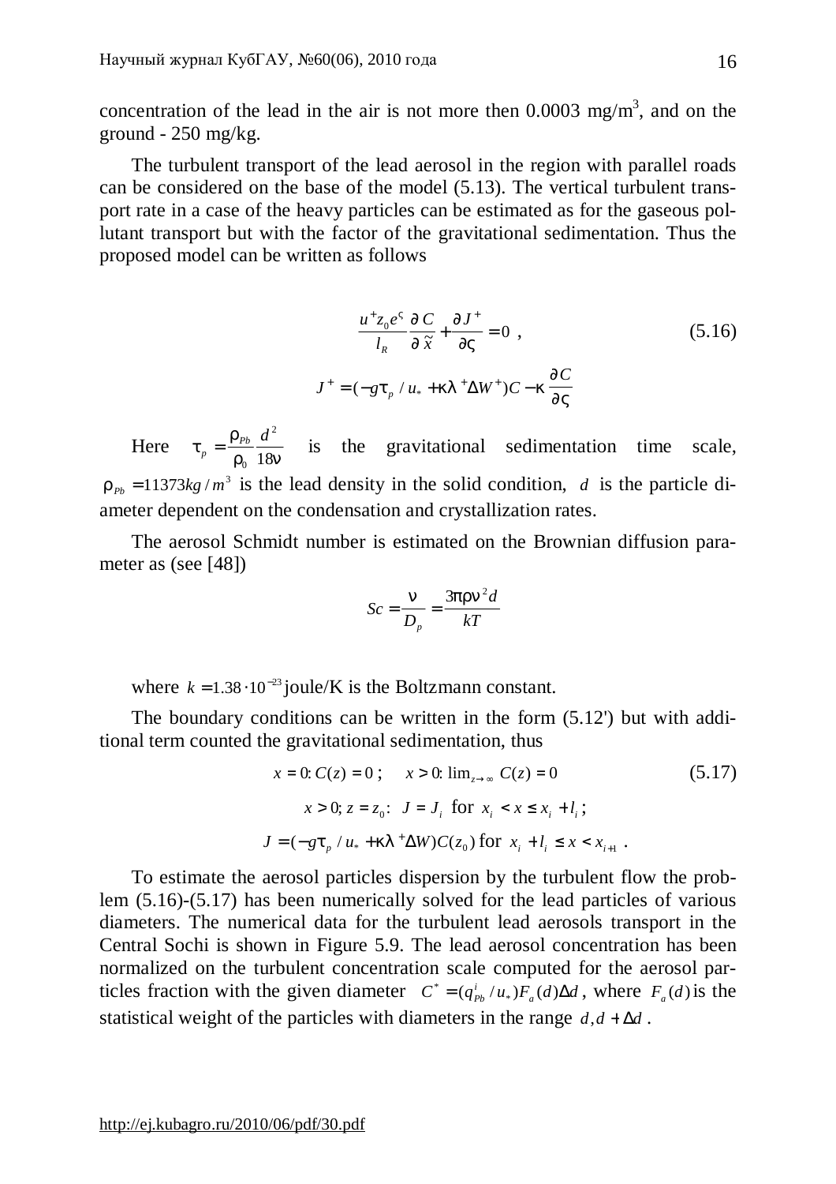concentration of the lead in the air is not more then 0.0003 mg/m$^3$, and on the ground - 250 mg/kg.

The turbulent transport of the lead aerosol in the region with parallel roads can be considered on the base of the model (5.13). The vertical turbulent transport rate in a case of the heavy particles can be estimated as for the gaseous pollutant transport but with the factor of the gravitational sedimentation. Thus the proposed model can be written as follows

$$\frac{u^+ z_0 e^\varsigma}{l_R}\frac{\partial C}{\partial \tilde{x}} + \frac{\partial J^+}{\partial \varsigma} = 0 \ , \qquad (5.16)$$

$$J^+ = (-g\tau_p / u_* + \kappa\lambda^+ \Delta W^+)C - \kappa \frac{\partial C}{\partial \varsigma}$$

Here $\tau_p = \dfrac{\rho_{Pb}}{\rho_0}\dfrac{d^2}{18\nu}$ is the gravitational sedimentation time scale, $\rho_{Pb} = 11373 kg/m^3$ is the lead density in the solid condition, $d$ is the particle diameter dependent on the condensation and crystallization rates.

The aerosol Schmidt number is estimated on the Brownian diffusion parameter as (see [48])

$$Sc = \frac{\nu}{D_p} = \frac{3\pi\rho\nu^2 d}{kT}$$

where $k = 1.38 \cdot 10^{-23}$ joule/K is the Boltzmann constant.

The boundary conditions can be written in the form (5.12') but with additional term counted the gravitational sedimentation, thus

$$x = 0 \text{: } C(z) = 0 \ ; \quad x > 0 \text{: } \lim_{z \to \infty} C(z) = 0 \qquad (5.17)$$

$$x > 0;\ z = z_0 \text{: } \ J = J_i \ \text{for} \ x_i < x \le x_i + l_i \ ;$$

$$J = (-g\tau_p / u_* + \kappa\lambda^+ \Delta W)C(z_0) \ \text{for} \ x_i + l_i \le x < x_{i+1} \ .$$

To estimate the aerosol particles dispersion by the turbulent flow the problem (5.16)-(5.17) has been numerically solved for the lead particles of various diameters. The numerical data for the turbulent lead aerosols transport in the Central Sochi is shown in Figure 5.9. The lead aerosol concentration has been normalized on the turbulent concentration scale computed for the aerosol particles fraction with the given diameter $C^* = (q^i_{Pb} / u_*) F_a(d) \Delta d$, where $F_a(d)$ is the statistical weight of the particles with diameters in the range $d, d + \Delta d$ .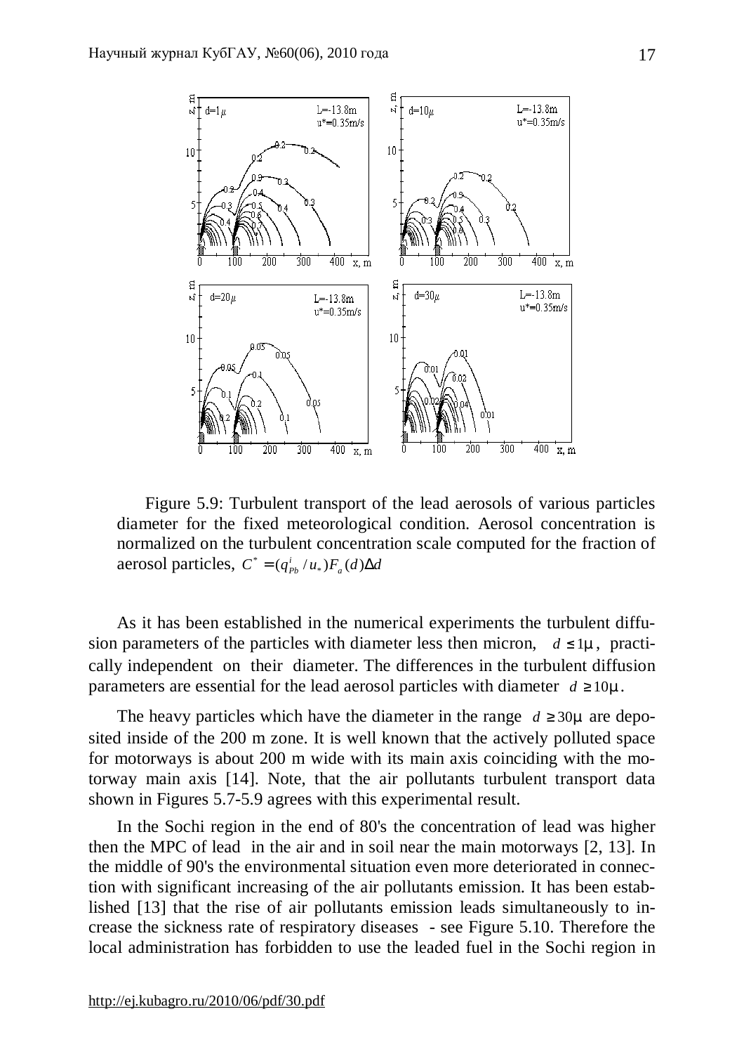Figure 5.9: Turbulent transport of the lead aerosols of various particles diameter for the fixed meteorological condition. Aerosol concentration is normalized on the turbulent concentration scale computed for the fraction of aerosol particles, $C^* = (q^i_{Pb} / u_*) F_a(d) \Delta d$

As it has been established in the numerical experiments the turbulent diffusion parameters of the particles with diameter less then micron, $d \leq 1\mu$, practically independent on their diameter. The differences in the turbulent diffusion parameters are essential for the lead aerosol particles with diameter $d \geq 10\mu$.

The heavy particles which have the diameter in the range $d \geq 30\mu$ are deposited inside of the 200 m zone. It is well known that the actively polluted space for motorways is about 200 m wide with its main axis coinciding with the motorway main axis [14]. Note, that the air pollutants turbulent transport data shown in Figures 5.7-5.9 agrees with this experimental result.

In the Sochi region in the end of 80's the concentration of lead was higher then the MPC of lead in the air and in soil near the main motorways [2, 13]. In the middle of 90's the environmental situation even more deteriorated in connection with significant increasing of the air pollutants emission. It has been established [13] that the rise of air pollutants emission leads simultaneously to increase the sickness rate of respiratory diseases - see Figure 5.10. Therefore the local administration has forbidden to use the leaded fuel in the Sochi region in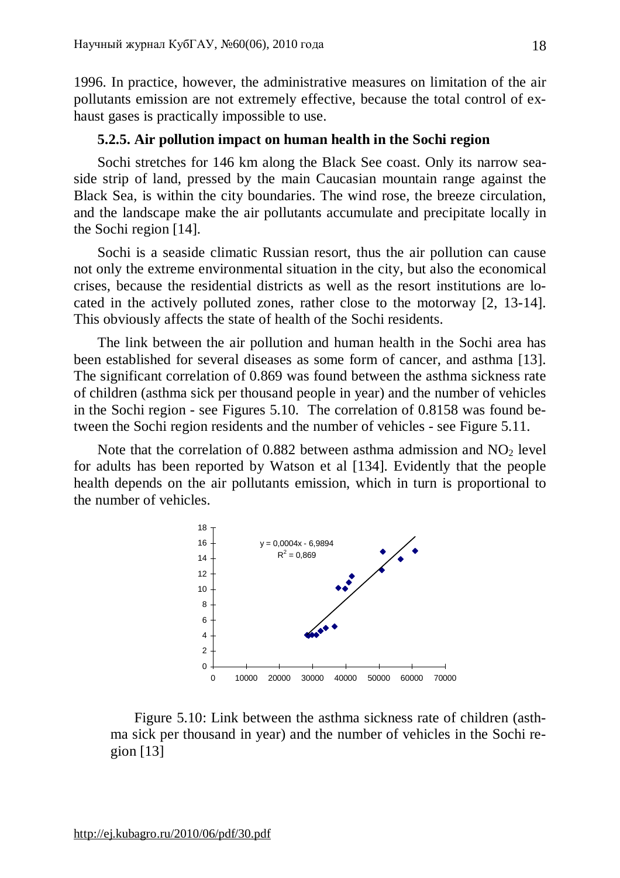1996. In practice, however, the administrative measures on limitation of the air pollutants emission are not extremely effective, because the total control of exhaust gases is practically impossible to use.

### 5.2.5. Air pollution impact on human health in the Sochi region

Sochi stretches for 146 km along the Black See coast. Only its narrow seaside strip of land, pressed by the main Caucasian mountain range against the Black Sea, is within the city boundaries. The wind rose, the breeze circulation, and the landscape make the air pollutants accumulate and precipitate locally in the Sochi region [14].

Sochi is a seaside climatic Russian resort, thus the air pollution can cause not only the extreme environmental situation in the city, but also the economical crises, because the residential districts as well as the resort institutions are located in the actively polluted zones, rather close to the motorway [2, 13-14]. This obviously affects the state of health of the Sochi residents.

The link between the air pollution and human health in the Sochi area has been established for several diseases as some form of cancer, and asthma [13]. The significant correlation of 0.869 was found between the asthma sickness rate of children (asthma sick per thousand people in year) and the number of vehicles in the Sochi region - see Figures 5.10. The correlation of 0.8158 was found between the Sochi region residents and the number of vehicles - see Figure 5.11.

Note that the correlation of 0.882 between asthma admission and $NO_2$ level for adults has been reported by Watson et al [134]. Evidently that the people health depends on the air pollutants emission, which in turn is proportional to the number of vehicles.

Figure 5.10: Link between the asthma sickness rate of children (asthma sick per thousand in year) and the number of vehicles in the Sochi region [13]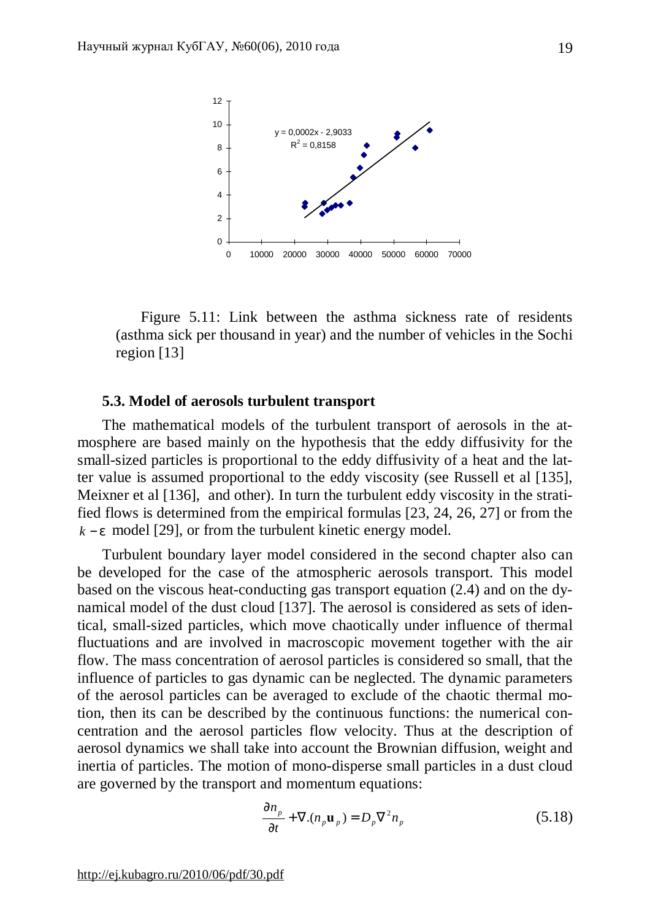Figure 5.11: Link between the asthma sickness rate of residents (asthma sick per thousand in year) and the number of vehicles in the Sochi region [13]

### 5.3. Model of aerosols turbulent transport

The mathematical models of the turbulent transport of aerosols in the atmosphere are based mainly on the hypothesis that the eddy diffusivity for the small-sized particles is proportional to the eddy diffusivity of a heat and the latter value is assumed proportional to the eddy viscosity (see Russell et al [135], Meixner et al [136], and other). In turn the turbulent eddy viscosity in the stratified flows is determined from the empirical formulas [23, 24, 26, 27] or from the $k-\varepsilon$ model [29], or from the turbulent kinetic energy model.

Turbulent boundary layer model considered in the second chapter also can be developed for the case of the atmospheric aerosols transport. This model based on the viscous heat-conducting gas transport equation (2.4) and on the dynamical model of the dust cloud [137]. The aerosol is considered as sets of identical, small-sized particles, which move chaotically under influence of thermal fluctuations and are involved in macroscopic movement together with the air flow. The mass concentration of aerosol particles is considered so small, that the influence of particles to gas dynamic can be neglected. The dynamic parameters of the aerosol particles can be averaged to exclude of the chaotic thermal motion, then its can be described by the continuous functions: the numerical concentration and the aerosol particles flow velocity. Thus at the description of aerosol dynamics we shall take into account the Brownian diffusion, weight and inertia of particles. The motion of mono-disperse small particles in a dust cloud are governed by the transport and momentum equations:

$$\frac{\partial n_p}{\partial t} + \nabla.(n_p \mathbf{u}_p) = D_p \nabla^2 n_p \tag{5.18}$$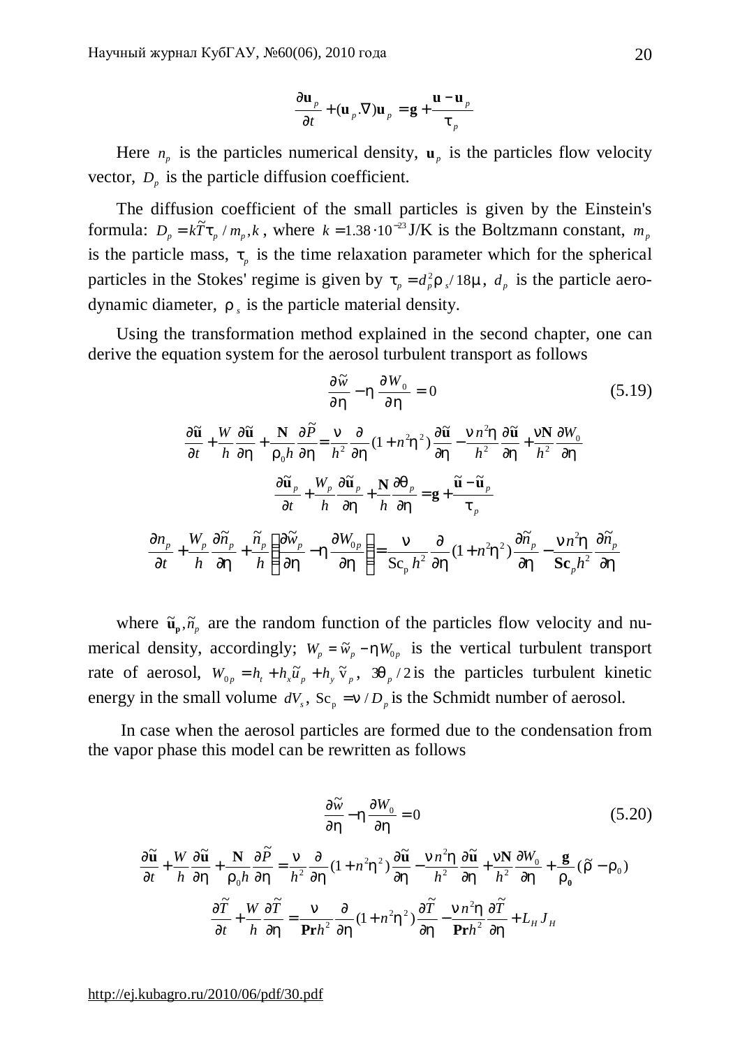$$\frac{\partial \mathbf{u}_p}{\partial t} + (\mathbf{u}_p.\nabla)\mathbf{u}_p = \mathbf{g} + \frac{\mathbf{u} - \mathbf{u}_p}{\tau_p}$$

Here $n_p$ is the particles numerical density, $\mathbf{u}_p$ is the particles flow velocity vector, $D_p$ is the particle diffusion coefficient.

The diffusion coefficient of the small particles is given by the Einstein's formula: $D_p = k\tilde{T}\tau_p / m_p, k$, where $k = 1.38 \cdot 10^{-23}$ J/K is the Boltzmann constant, $m_p$ is the particle mass, $\tau_p$ is the time relaxation parameter which for the spherical particles in the Stokes' regime is given by $\tau_p = d_p^2 \rho_s / 18\mu$, $d_p$ is the particle aerodynamic diameter, $\rho_s$ is the particle material density.

Using the transformation method explained in the second chapter, one can derive the equation system for the aerosol turbulent transport as follows

$$\frac{\partial \tilde{w}}{\partial \eta} - \eta \frac{\partial W_0}{\partial \eta} = 0 \tag{5.19}$$

$$\frac{\partial \tilde{\mathbf{u}}}{\partial t} + \frac{W}{h}\frac{\partial \tilde{\mathbf{u}}}{\partial \eta} + \frac{\mathbf{N}}{\rho_0 h}\frac{\partial \tilde{P}}{\partial \eta} = \frac{\nu}{h^2}\frac{\partial}{\partial \eta}(1 + n^2\eta^2)\frac{\partial \tilde{\mathbf{u}}}{\partial \eta} - \frac{\nu n^2 \eta}{h^2}\frac{\partial \tilde{\mathbf{u}}}{\partial \eta} + \frac{\nu \mathbf{N}}{h^2}\frac{\partial W_0}{\partial \eta}$$

$$\frac{\partial \tilde{\mathbf{u}}_p}{\partial t} + \frac{W_p}{h}\frac{\partial \tilde{\mathbf{u}}_p}{\partial \eta} + \frac{\mathbf{N}}{h}\frac{\partial \theta_p}{\partial \eta} = \mathbf{g} + \frac{\tilde{\mathbf{u}} - \tilde{\mathbf{u}}_p}{\tau_p}$$

$$\frac{\partial n_p}{\partial t} + \frac{W_p}{h}\frac{\partial \tilde{n}_p}{\partial \eta} + \frac{\tilde{n}_p}{h}\left(\frac{\partial \tilde{w}_p}{\partial \eta} - \eta\frac{\partial W_{0p}}{\partial \eta}\right) = \frac{\nu}{\mathrm{Sc_p}\, h^2}\frac{\partial}{\partial \eta}(1 + n^2\eta^2)\frac{\partial \tilde{n}_p}{\partial \eta} - \frac{\nu n^2 \eta}{\mathbf{Sc}_p h^2}\frac{\partial \tilde{n}_p}{\partial \eta}$$

where $\tilde{\mathbf{u}}_\mathbf{p}, \tilde{n}_p$ are the random function of the particles flow velocity and numerical density, accordingly; $W_p = \tilde{w}_p - \eta W_{0p}$ is the vertical turbulent transport rate of aerosol, $W_{0p} = h_t + h_x \tilde{u}_p + h_y \tilde{v}_p$, $3\theta_p / 2$ is the particles turbulent kinetic energy in the small volume $dV_s$, $\mathrm{Sc_p} = \nu / D_p$ is the Schmidt number of aerosol.

In case when the aerosol particles are formed due to the condensation from the vapor phase this model can be rewritten as follows

$$\frac{\partial \tilde{w}}{\partial \eta} - \eta \frac{\partial W_0}{\partial \eta} = 0 \tag{5.20}$$

$$\frac{\partial \tilde{\mathbf{u}}}{\partial t} + \frac{W}{h}\frac{\partial \tilde{\mathbf{u}}}{\partial \eta} + \frac{\mathbf{N}}{\rho_0 h}\frac{\partial \tilde{P}}{\partial \eta} = \frac{\nu}{h^2}\frac{\partial}{\partial \eta}(1 + n^2\eta^2)\frac{\partial \tilde{\mathbf{u}}}{\partial \eta} - \frac{\nu n^2 \eta}{h^2}\frac{\partial \tilde{\mathbf{u}}}{\partial \eta} + \frac{\nu \mathbf{N}}{h^2}\frac{\partial W_0}{\partial \eta} + \frac{\mathbf{g}}{\rho_\mathbf{0}}(\tilde{\rho} - \rho_0)$$

$$\frac{\partial \tilde{T}}{\partial t} + \frac{W}{h}\frac{\partial \tilde{T}}{\partial \eta} = \frac{\nu}{\mathbf{Pr}h^2}\frac{\partial}{\partial \eta}(1 + n^2\eta^2)\frac{\partial \tilde{T}}{\partial \eta} - \frac{\nu n^2 \eta}{\mathbf{Pr}h^2}\frac{\partial \tilde{T}}{\partial \eta} + L_H J_H$$

http://ej.kubagro.ru/2010/06/pdf/30.pdf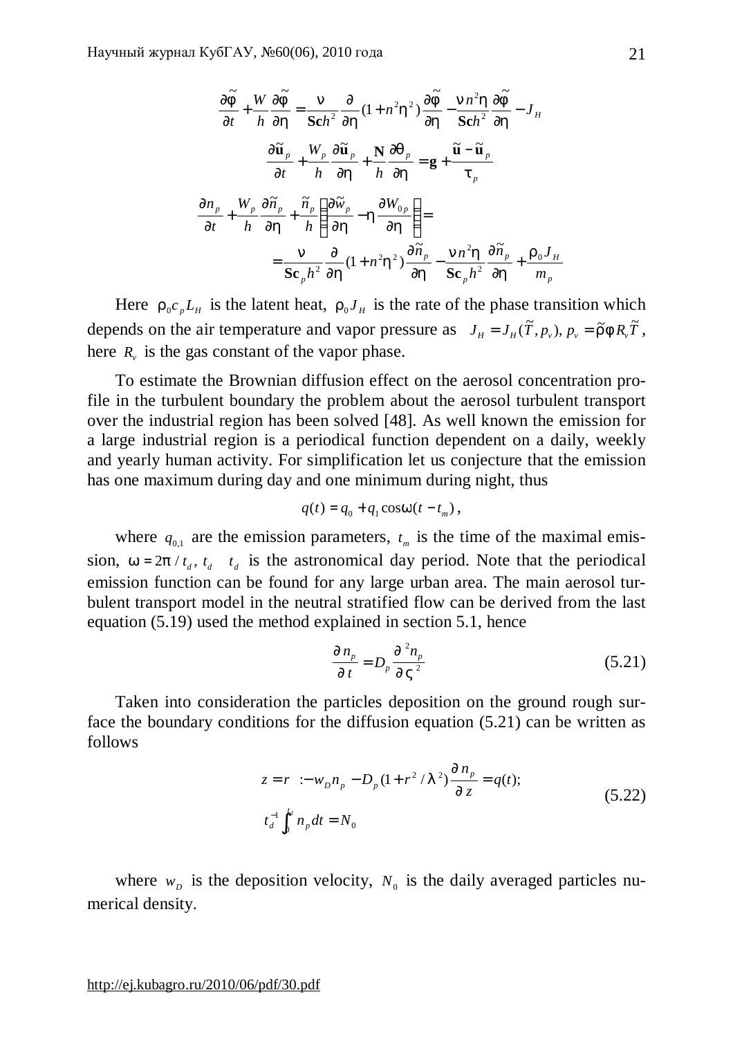$$\frac{\partial \tilde{\varphi}}{\partial t} + \frac{W}{h}\frac{\partial \tilde{\varphi}}{\partial \eta} = \frac{\nu}{\mathbf{Sc}h^2}\frac{\partial}{\partial \eta}(1+n^2\eta^2)\frac{\partial \tilde{\varphi}}{\partial \eta} - \frac{\nu n^2 \eta}{\mathbf{Sc}h^2}\frac{\partial \tilde{\varphi}}{\partial \eta} - J_H$$

$$\frac{\partial \tilde{\mathbf{u}}_p}{\partial t} + \frac{W_p}{h}\frac{\partial \tilde{\mathbf{u}}_p}{\partial \eta} + \frac{\mathbf{N}}{h}\frac{\partial \theta_p}{\partial \eta} = \mathbf{g} + \frac{\tilde{\mathbf{u}} - \tilde{\mathbf{u}}_p}{\tau_p}$$

$$\frac{\partial n_p}{\partial t} + \frac{W_p}{h}\frac{\partial \tilde{n}_p}{\partial \eta} + \frac{\tilde{n}_p}{h}\left(\frac{\partial \tilde{w}_p}{\partial \eta} - \eta\frac{\partial W_{0p}}{\partial \eta}\right) =$$

$$= \frac{\nu}{\mathbf{Sc}_p h^2}\frac{\partial}{\partial \eta}(1+n^2\eta^2)\frac{\partial \tilde{n}_p}{\partial \eta} - \frac{\nu n^2 \eta}{\mathbf{Sc}_p h^2}\frac{\partial \tilde{n}_p}{\partial \eta} + \frac{\rho_0 J_H}{m_p}$$

Here $\rho_0 c_p L_H$ is the latent heat, $\rho_0 J_H$ is the rate of the phase transition which depends on the air temperature and vapor pressure as $J_H = J_H(\tilde{T}, p_v),\ p_v = \tilde{\rho}\phi R_v \tilde{T}$, here $R_v$ is the gas constant of the vapor phase.

To estimate the Brownian diffusion effect on the aerosol concentration profile in the turbulent boundary the problem about the aerosol turbulent transport over the industrial region has been solved [48]. As well known the emission for a large industrial region is a periodical function dependent on a daily, weekly and yearly human activity. For simplification let us conjecture that the emission has one maximum during day and one minimum during night, thus

$$q(t) = q_0 + q_1 \cos\omega(t - t_m),$$

where $q_{0,1}$ are the emission parameters, $t_m$ is the time of the maximal emission, $\omega = 2\pi / t_d$, $t_d$ $t_d$ is the astronomical day period. Note that the periodical emission function can be found for any large urban area. The main aerosol turbulent transport model in the neutral stratified flow can be derived from the last equation (5.19) used the method explained in section 5.1, hence

$$\frac{\partial n_p}{\partial t} = D_p \frac{\partial^2 n_p}{\partial \varsigma^2} \tag{5.21}$$

Taken into consideration the particles deposition on the ground rough surface the boundary conditions for the diffusion equation (5.21) can be written as follows

$$\begin{aligned} &z = r\ : -w_D n_p - D_p(1 + r^2/\lambda^2)\frac{\partial n_p}{\partial z} = q(t); \\ &t_d^{-1}\int_0^{t_d} n_p\, dt = N_0 \end{aligned} \tag{5.22}$$

where $w_D$ is the deposition velocity, $N_0$ is the daily averaged particles numerical density.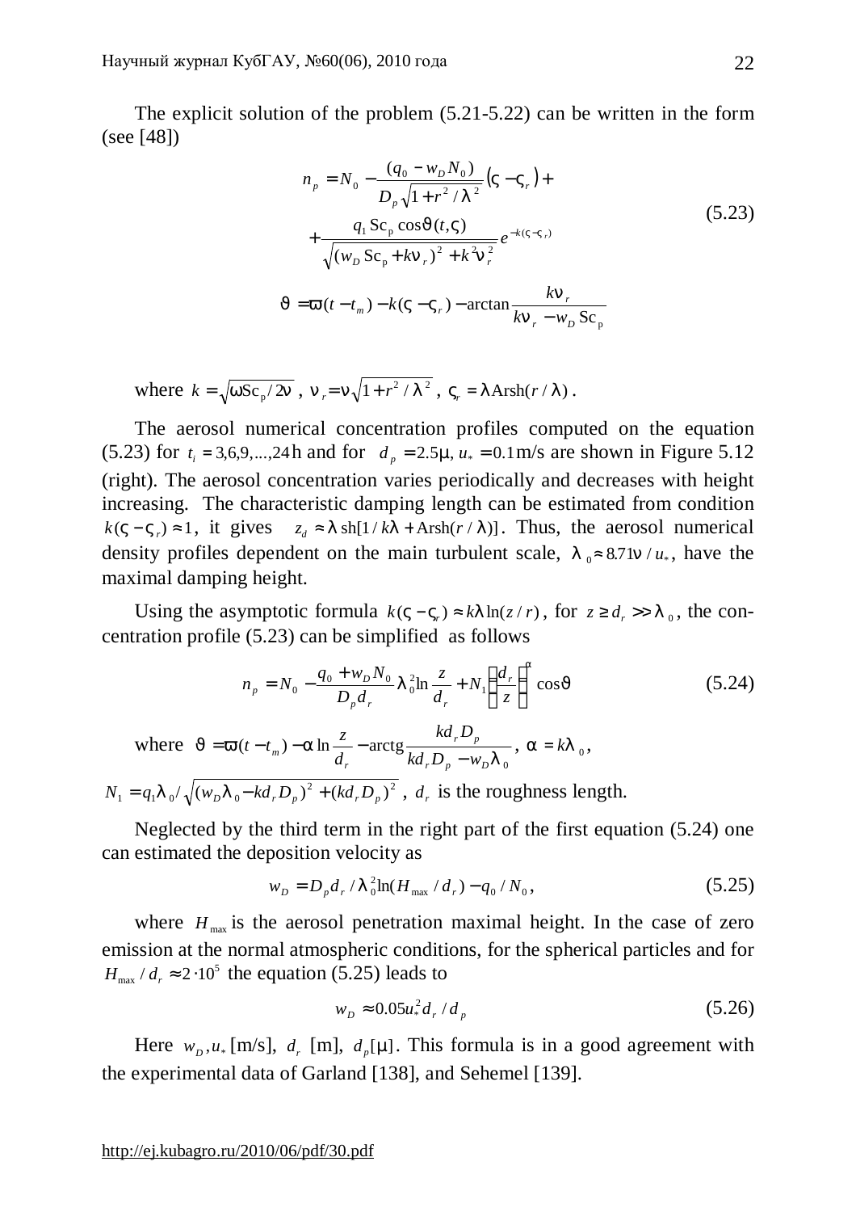The explicit solution of the problem (5.21-5.22) can be written in the form (see [48])

$$n_p = N_0 - \frac{(q_0 - w_D N_0)}{D_p \sqrt{1 + r^2/\lambda^2}} (\varsigma - \varsigma_r) + \\ + \frac{q_1 \,\mathrm{Sc_p} \cos\vartheta(t,\varsigma)}{\sqrt{(w_D \,\mathrm{Sc_p} + k\nu_r)^2 + k^2 \nu_r^2}} e^{-k(\varsigma - \varsigma_r)} \tag{5.23}$$

$$\vartheta = \varpi(t - t_m) - k(\varsigma - \varsigma_r) - \arctan\frac{k\nu_r}{k\nu_r - w_D \,\mathrm{Sc_p}}$$

where $k = \sqrt{\omega \mathrm{Sc_p}/2\nu}$, $\nu_r = \nu\sqrt{1 + r^2/\lambda^2}$, $\varsigma_r = \lambda \,\mathrm{Arsh}(r/\lambda)$.

The aerosol numerical concentration profiles computed on the equation (5.23) for $t_i = 3,6,9,...,24$h and for $d_p = 2.5\mu$, $u_* = 0.1$m/s are shown in Figure 5.12 (right). The aerosol concentration varies periodically and decreases with height increasing. The characteristic damping length can be estimated from condition $k(\varsigma - \varsigma_r) \approx 1$, it gives $z_d \approx \lambda \,\mathrm{sh}[1/k\lambda + \mathrm{Arsh}(r/\lambda)]$. Thus, the aerosol numerical density profiles dependent on the main turbulent scale, $\lambda_0 \approx 8.71\nu/u_*$, have the maximal damping height.

Using the asymptotic formula $k(\varsigma - \varsigma_r) \approx k\lambda \ln(z/r)$, for $z \geq d_r >> \lambda_0$, the concentration profile (5.23) can be simplified as follows

$$n_p = N_0 - \frac{q_0 + w_D N_0}{D_p d_r} \lambda_0^2 \ln\frac{z}{d_r} + N_1 \left(\frac{d_r}{z}\right)^{\alpha} \cos\vartheta \tag{5.24}$$

where $\vartheta = \varpi(t - t_m) - \alpha \ln\frac{z}{d_r} - \mathrm{arctg}\frac{k d_r D_p}{k d_r D_p - w_D \lambda_0}$, $\alpha = k\lambda_0$,

$N_1 = q_1 \lambda_0 / \sqrt{(w_D \lambda_0 - k d_r D_p)^2 + (k d_r D_p)^2}$, $d_r$ is the roughness length.

Neglected by the third term in the right part of the first equation (5.24) one can estimated the deposition velocity as

$$w_D = D_p d_r / \lambda_0^2 \ln(H_{\max}/d_r) - q_0/N_0, \tag{5.25}$$

where $H_{\max}$ is the aerosol penetration maximal height. In the case of zero emission at the normal atmospheric conditions, for the spherical particles and for $H_{\max}/d_r \approx 2 \cdot 10^5$ the equation (5.25) leads to

$$w_D \approx 0.05 u_*^2 d_r / d_p \tag{5.26}$$

Here $w_D, u_*$ [m/s], $d_r$ [m], $d_p[\mu]$. This formula is in a good agreement with the experimental data of Garland [138], and Sehemel [139].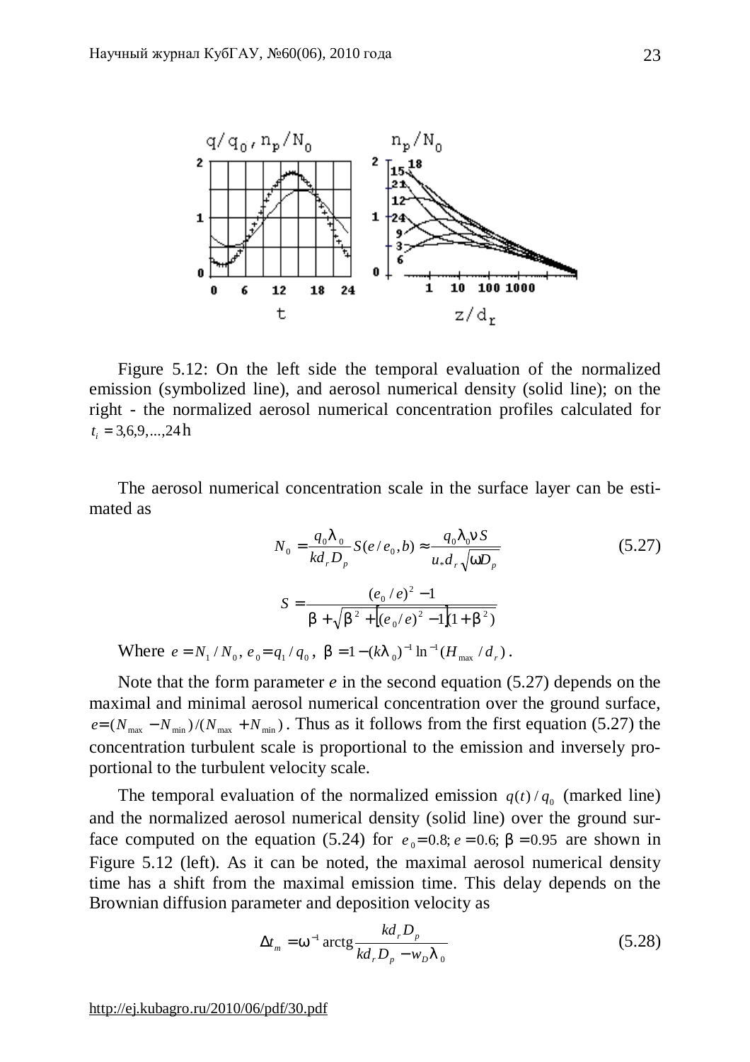Figure 5.12: On the left side the temporal evaluation of the normalized emission (symbolized line), and aerosol numerical density (solid line); on the right - the normalized aerosol numerical concentration profiles calculated for $t_i = 3,6,9,...,24$ h

The aerosol numerical concentration scale in the surface layer can be estimated as

$$N_0 = \frac{q_0 \lambda_0}{k d_r D_p} S(e/e_0, b) \approx \frac{q_0 \lambda_0 \nu S}{u_* d_r \sqrt{\omega D_p}} \tag{5.27}$$

$$S = \frac{(e_0/e)^2 - 1}{\beta + \sqrt{\beta^2 + \left[(e_0/e)^2 - 1\right](1+\beta^2)}}$$

Where $e = N_1 / N_0$, $e_0 = q_1 / q_0$, $\beta = 1 - (k\lambda_0)^{-1} \ln^{-1}(H_{\max} / d_r)$.

Note that the form parameter $e$ in the second equation (5.27) depends on the maximal and minimal aerosol numerical concentration over the ground surface, $e = (N_{\max} - N_{\min})/(N_{\max} + N_{\min})$. Thus as it follows from the first equation (5.27) the concentration turbulent scale is proportional to the emission and inversely proportional to the turbulent velocity scale.

The temporal evaluation of the normalized emission $q(t)/q_0$ (marked line) and the normalized aerosol numerical density (solid line) over the ground surface computed on the equation (5.24) for $e_0 = 0.8$; $e = 0.6$; $\beta = 0.95$ are shown in Figure 5.12 (left). As it can be noted, the maximal aerosol numerical density time has a shift from the maximal emission time. This delay depends on the Brownian diffusion parameter and deposition velocity as

$$\Delta t_m = \omega^{-1} \operatorname{arctg} \frac{k d_r D_p}{k d_r D_p - w_D \lambda_0} \tag{5.28}$$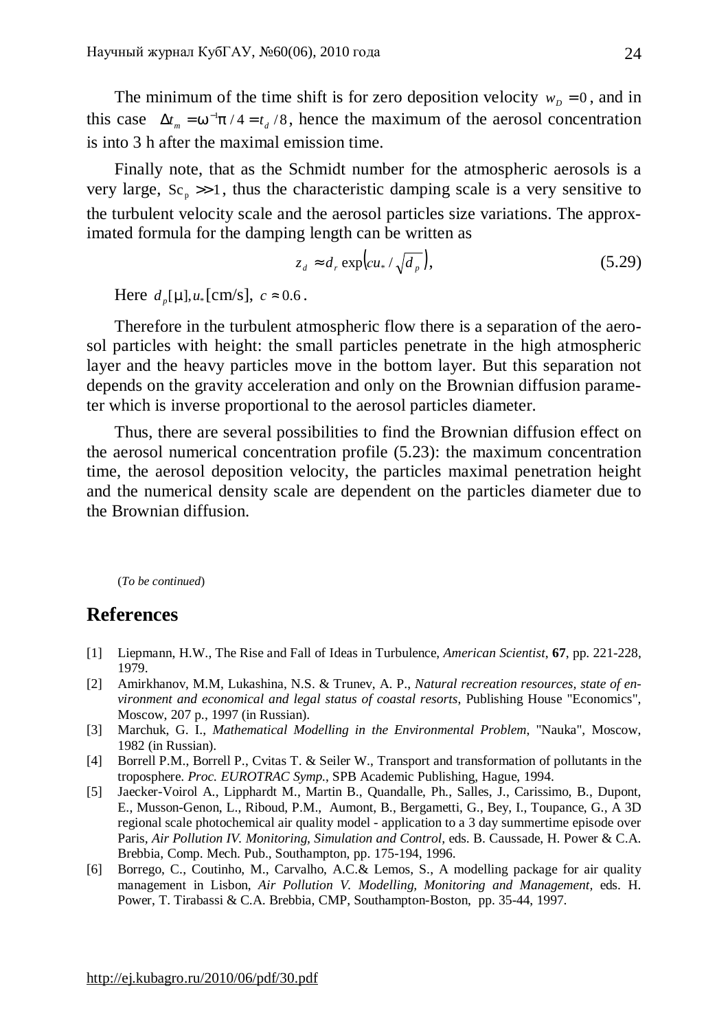The minimum of the time shift is for zero deposition velocity $w_D = 0$, and in this case $\Delta t_m = \omega^{-1}\pi / 4 = t_d / 8$, hence the maximum of the aerosol concentration is into 3 h after the maximal emission time.

Finally note, that as the Schmidt number for the atmospheric aerosols is a very large, $\mathrm{Sc}_p >> 1$, thus the characteristic damping scale is a very sensitive to the turbulent velocity scale and the aerosol particles size variations. The approximated formula for the damping length can be written as

$$z_d \approx d_r \exp\left(cu_* / \sqrt{d_p}\right), \tag{5.29}$$

Here $d_p[\mu], u_*[\text{cm/s}],\ c \approx 0.6$.

Therefore in the turbulent atmospheric flow there is a separation of the aerosol particles with height: the small particles penetrate in the high atmospheric layer and the heavy particles move in the bottom layer. But this separation not depends on the gravity acceleration and only on the Brownian diffusion parameter which is inverse proportional to the aerosol particles diameter.

Thus, there are several possibilities to find the Brownian diffusion effect on the aerosol numerical concentration profile (5.23): the maximum concentration time, the aerosol deposition velocity, the particles maximal penetration height and the numerical density scale are dependent on the particles diameter due to the Brownian diffusion.

(*To be continued*)

## References

[1] Liepmann, H.W., The Rise and Fall of Ideas in Turbulence, *American Scientist*, **67**, pp. 221-228, 1979.

[2] Amirkhanov, M.M, Lukashina, N.S. & Trunev, A. P., *Natural recreation resources, state of environment and economical and legal status of coastal resorts*, Publishing House "Economics", Moscow, 207 p., 1997 (in Russian).

[3] Marchuk, G. I., *Mathematical Modelling in the Environmental Problem*, "Nauka", Moscow, 1982 (in Russian).

[4] Borrell P.M., Borrell P., Cvitas T. & Seiler W., Transport and transformation of pollutants in the troposphere. *Proc. EUROTRAC Symp.*, SPB Academic Publishing, Hague, 1994.

[5] Jaecker-Voirol A., Lipphardt M., Martin B., Quandalle, Ph., Salles, J., Carissimo, B., Dupont, E., Musson-Genon, L., Riboud, P.M., Aumont, B., Bergametti, G., Bey, I., Toupance, G., A 3D regional scale photochemical air quality model - application to a 3 day summertime episode over Paris, *Air Pollution IV. Monitoring, Simulation and Control*, eds. B. Caussade, H. Power & C.A. Brebbia, Comp. Mech. Pub., Southampton, pp. 175-194, 1996.

[6] Borrego, C., Coutinho, M., Carvalho, A.C.& Lemos, S., A modelling package for air quality management in Lisbon, *Air Pollution V. Modelling, Monitoring and Management*, eds. H. Power, T. Tirabassi & C.A. Brebbia, CMP, Southampton-Boston, pp. 35-44, 1997.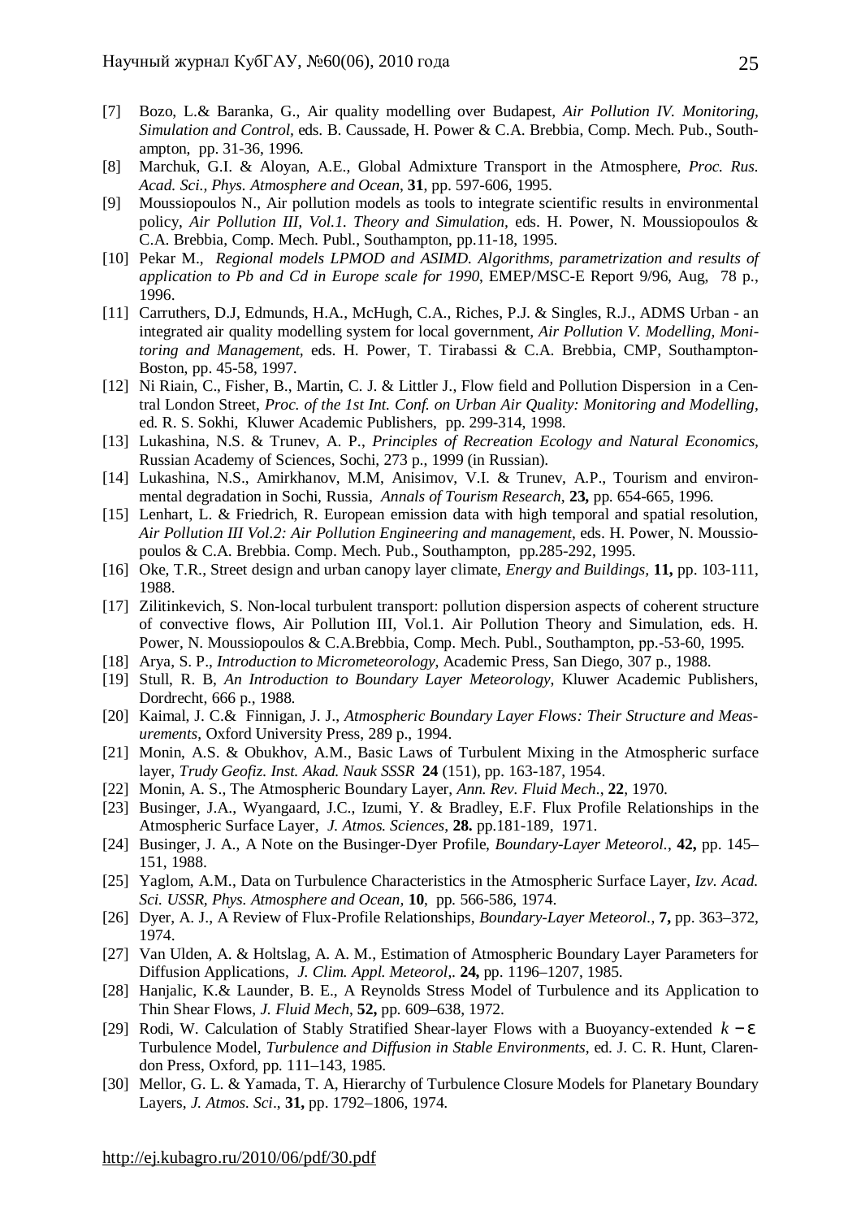[7] Bozo, L.& Baranka, G., Air quality modelling over Budapest, *Air Pollution IV. Monitoring, Simulation and Control,* eds. B. Caussade, H. Power & C.A. Brebbia, Comp. Mech. Pub., Southampton, pp. 31-36, 1996.

[8] Marchuk, G.I. & Aloyan, A.E., Global Admixture Transport in the Atmosphere, *Proc. Rus. Acad. Sci., Phys. Atmosphere and Ocean*, **31**, pp. 597-606, 1995.

[9] Moussiopoulos N., Air pollution models as tools to integrate scientific results in environmental policy, *Air Pollution III, Vol.1. Theory and Simulation,* eds. H. Power, N. Moussiopoulos & C.A. Brebbia, Comp. Mech. Publ., Southampton, pp.11-18, 1995.

[10] Pekar M., *Regional models LPMOD and ASIMD. Algorithms, parametrization and results of application to Pb and Cd in Europe scale for 1990*, EMEP/MSC-E Report 9/96, Aug, 78 p., 1996.

[11] Carruthers, D.J, Edmunds, H.A., McHugh, C.A., Riches, P.J. & Singles, R.J., ADMS Urban - an integrated air quality modelling system for local government, *Air Pollution V. Modelling, Monitoring and Management,* eds. H. Power, T. Tirabassi & C.A. Brebbia, CMP, Southampton-Boston, pp. 45-58, 1997.

[12] Ni Riain, C., Fisher, B., Martin, C. J. & Littler J., Flow field and Pollution Dispersion in a Central London Street, *Proc. of the 1st Int. Conf. on Urban Air Quality: Monitoring and Modelling*, ed. R. S. Sokhi, Kluwer Academic Publishers, pp. 299-314, 1998.

[13] Lukashina, N.S. & Trunev, A. P., *Principles of Recreation Ecology and Natural Economics,* Russian Academy of Sciences, Sochi, 273 p., 1999 (in Russian).

[14] Lukashina, N.S., Amirkhanov, M.M, Anisimov, V.I. & Trunev, A.P., Tourism and environmental degradation in Sochi, Russia, *Annals of Tourism Research*, **23,** pp. 654-665, 1996.

[15] Lenhart, L. & Friedrich, R. European emission data with high temporal and spatial resolution, *Air Pollution III Vol.2: Air Pollution Engineering and management*, eds. H. Power, N. Moussiopoulos & C.A. Brebbia. Comp. Mech. Pub., Southampton, pp.285-292, 1995.

[16] Oke, T.R., Street design and urban canopy layer climate, *Energy and Buildings*, **11,** pp. 103-111, 1988.

[17] Zilitinkevich, S. Non-local turbulent transport: pollution dispersion aspects of coherent structure of convective flows, Air Pollution III, Vol.1. Air Pollution Theory and Simulation, eds. H. Power, N. Moussiopoulos & C.A.Brebbia, Comp. Mech. Publ., Southampton, pp.-53-60, 1995.

[18] Arya, S. P., *Introduction to Micrometeorology*, Academic Press, San Diego, 307 p., 1988.

[19] Stull, R. B, *An Introduction to Boundary Layer Meteorology*, Kluwer Academic Publishers, Dordrecht, 666 p., 1988.

[20] Kaimal, J. C.& Finnigan, J. J., *Atmospheric Boundary Layer Flows: Their Structure and Measurements*, Oxford University Press, 289 p., 1994.

[21] Monin, A.S. & Obukhov, A.M., Basic Laws of Turbulent Mixing in the Atmospheric surface layer, *Trudy Geofiz. Inst. Akad. Nauk SSSR* **24** (151), pp. 163-187, 1954.

[22] Monin, A. S., The Atmospheric Boundary Layer, *Ann. Rev. Fluid Mech.*, **22**, 1970.

[23] Businger, J.A., Wyangaard, J.C., Izumi, Y. & Bradley, E.F. Flux Profile Relationships in the Atmospheric Surface Layer, *J. Atmos. Sciences*, **28.** pp.181-189, 1971.

[24] Businger, J. A., A Note on the Businger-Dyer Profile, *Boundary-Layer Meteorol.*, **42,** pp. 145–151, 1988.

[25] Yaglom, A.M., Data on Turbulence Characteristics in the Atmospheric Surface Layer, *Izv. Acad. Sci. USSR, Phys. Atmosphere and Ocean,* **10**, pp. 566-586, 1974.

[26] Dyer, A. J., A Review of Flux-Profile Relationships, *Boundary-Layer Meteorol.*, **7,** pp. 363–372, 1974.

[27] Van Ulden, A. & Holtslag, A. A. M., Estimation of Atmospheric Boundary Layer Parameters for Diffusion Applications, *J. Clim. Appl. Meteorol,*. **24,** pp. 1196–1207, 1985.

[28] Hanjalic, K.& Launder, B. E., A Reynolds Stress Model of Turbulence and its Application to Thin Shear Flows, *J. Fluid Mech*, **52,** pp. 609–638, 1972.

[29] Rodi, W. Calculation of Stably Stratified Shear-layer Flows with a Buoyancy-extended $k-\varepsilon$ Turbulence Model, *Turbulence and Diffusion in Stable Environments*, ed. J. C. R. Hunt, Clarendon Press, Oxford, pp. 111–143, 1985.

[30] Mellor, G. L. & Yamada, T. A, Hierarchy of Turbulence Closure Models for Planetary Boundary Layers, *J. Atmos. Sci*., **31,** pp. 1792–1806, 1974.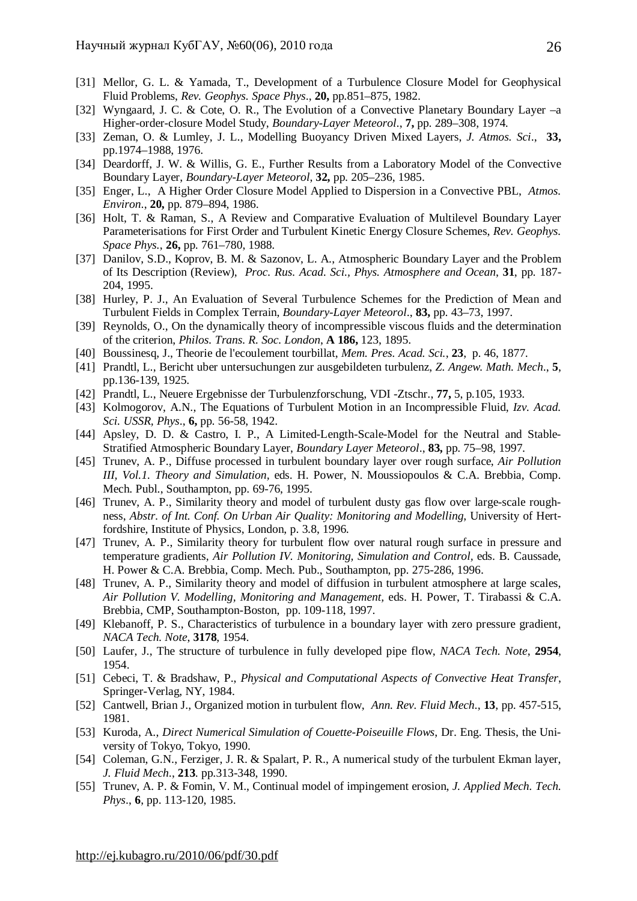[31] Mellor, G. L. & Yamada, T., Development of a Turbulence Closure Model for Geophysical Fluid Problems, *Rev. Geophys. Space Phys*., **20,** pp.851–875, 1982.

[32] Wyngaard, J. C. & Cote, O. R., The Evolution of a Convective Planetary Boundary Layer –a Higher-order-closure Model Study, *Boundary-Layer Meteorol*., **7,** pp. 289–308, 1974.

[33] Zeman, O. & Lumley, J. L., Modelling Buoyancy Driven Mixed Layers, *J. Atmos. Sci*., **33,** pp.1974–1988, 1976.

[34] Deardorff, J. W. & Willis, G. E., Further Results from a Laboratory Model of the Convective Boundary Layer, *Boundary-Layer Meteorol*, **32,** pp. 205–236, 1985.

[35] Enger, L., A Higher Order Closure Model Applied to Dispersion in a Convective PBL, *Atmos. Environ*., **20,** pp. 879–894, 1986.

[36] Holt, T. & Raman, S., A Review and Comparative Evaluation of Multilevel Boundary Layer Parameterisations for First Order and Turbulent Kinetic Energy Closure Schemes, *Rev. Geophys. Space Phys.*, **26,** pp. 761–780, 1988.

[37] Danilov, S.D., Koprov, B. M. & Sazonov, L. A., Atmospheric Boundary Layer and the Problem of Its Description (Review), *Proc. Rus. Acad. Sci., Phys. Atmosphere and Ocean*, **31**, pp. 187-204, 1995.

[38] Hurley, P. J., An Evaluation of Several Turbulence Schemes for the Prediction of Mean and Turbulent Fields in Complex Terrain, *Boundary-Layer Meteorol*., **83,** pp. 43–73, 1997.

[39] Reynolds, O., On the dynamically theory of incompressible viscous fluids and the determination of the criterion, *Philos. Trans. R. Soc. London*, **A 186,** 123, 1895.

[40] Boussinesq, J., Theorie de l'ecoulement tourbillat, *Mem. Pres. Acad. Sci.*, **23**, p. 46, 1877.

[41] Prandtl, L., Bericht uber untersuchungen zur ausgebildeten turbulenz, *Z. Angew. Math. Mech*., **5**, pp.136-139, 1925.

[42] Prandtl, L., Neuere Ergebnisse der Turbulenzforschung, VDI -Ztschr., **77,** 5, p.105, 1933.

[43] Kolmogorov, A.N., The Equations of Turbulent Motion in an Incompressible Fluid, *Izv. Acad. Sci. USSR, Phys*., **6,** pp. 56-58, 1942.

[44] Apsley, D. D. & Castro, I. P., A Limited-Length-Scale-Model for the Neutral and Stable-Stratified Atmospheric Boundary Layer, *Boundary Layer Meteorol*., **83,** pp. 75–98, 1997.

[45] Trunev, A. P., Diffuse processed in turbulent boundary layer over rough surface, *Air Pollution III, Vol.1. Theory and Simulation*, eds. H. Power, N. Moussiopoulos & C.A. Brebbia, Comp. Mech. Publ., Southampton, pp. 69-76, 1995.

[46] Trunev, A. P., Similarity theory and model of turbulent dusty gas flow over large-scale roughness, *Abstr. of Int. Conf. On Urban Air Quality: Monitoring and Modelling*, University of Hertfordshire, Institute of Physics, London, p. 3.8, 1996.

[47] Trunev, A. P., Similarity theory for turbulent flow over natural rough surface in pressure and temperature gradients, *Air Pollution IV. Monitoring, Simulation and Control*, eds. B. Caussade, H. Power & C.A. Brebbia, Comp. Mech. Pub., Southampton, pp. 275-286, 1996.

[48] Trunev, A. P., Similarity theory and model of diffusion in turbulent atmosphere at large scales, *Air Pollution V. Modelling, Monitoring and Management*, eds. H. Power, T. Tirabassi & C.A. Brebbia, CMP, Southampton-Boston, pp. 109-118, 1997.

[49] Klebanoff, P. S., Characteristics of turbulence in a boundary layer with zero pressure gradient, *NACA Tech. Note*, **3178**, 1954.

[50] Laufer, J., The structure of turbulence in fully developed pipe flow, *NACA Tech. Note*, **2954**, 1954.

[51] Cebeci, T. & Bradshaw, P., *Physical and Computational Aspects of Convective Heat Transfer*, Springer-Verlag, NY, 1984.

[52] Cantwell, Brian J., Organized motion in turbulent flow, *Ann. Rev. Fluid Mech*., **13**, pp. 457-515, 1981.

[53] Kuroda, A., *Direct Numerical Simulation of Couette-Poiseuille Flows*, Dr. Eng. Thesis, the University of Tokyo, Tokyo, 1990.

[54] Coleman, G.N., Ferziger, J. R. & Spalart, P. R., A numerical study of the turbulent Ekman layer, *J. Fluid Mech*., **213**. pp.313-348, 1990.

[55] Trunev, A. P. & Fomin, V. M., Continual model of impingement erosion, *J. Applied Mech. Tech. Phys*., **6**, pp. 113-120, 1985.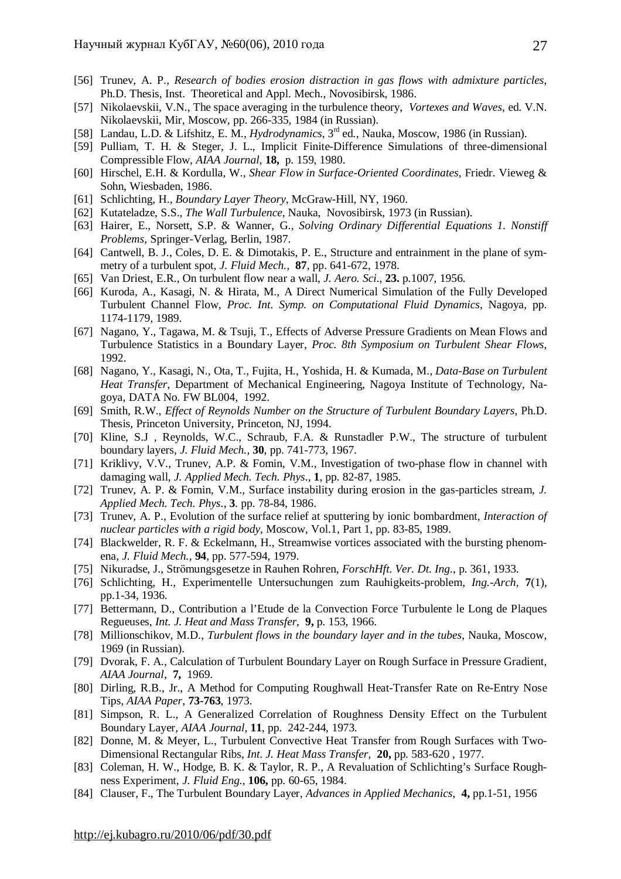[56] Trunev, A. P., *Research of bodies erosion distraction in gas flows with admixture particles*, Ph.D. Thesis, Inst. Theoretical and Appl. Mech., Novosibirsk, 1986.

[57] Nikolaevskii, V.N., The space averaging in the turbulence theory, *Vortexes and Waves*, ed. V.N. Nikolaevskii, Mir, Moscow, pp. 266-335, 1984 (in Russian).

[58] Landau, L.D. & Lifshitz, E. M., *Hydrodynamics*, 3rd ed., Nauka, Moscow, 1986 (in Russian).

[59] Pulliam, T. H. & Steger, J. L., Implicit Finite-Difference Simulations of three-dimensional Compressible Flow, *AIAA Journal*, **18,** p. 159, 1980.

[60] Hirschel, E.H. & Kordulla, W., *Shear Flow in Surface-Oriented Coordinates*, Friedr. Vieweg & Sohn, Wiesbaden, 1986.

[61] Schlichting, H., *Boundary Layer Theory*, McGraw-Hill, NY, 1960.

[62] Kutateladze, S.S., *The Wall Turbulence*, Nauka, Novosibirsk, 1973 (in Russian).

[63] Hairer, E., Norsett, S.P. & Wanner, G., *Solving Ordinary Differential Equations 1. Nonstiff Problems*, Springer-Verlag, Berlin, 1987.

[64] Cantwell, B. J., Coles, D. E. & Dimotakis, P. E., Structure and entrainment in the plane of symmetry of a turbulent spot, *J. Fluid Mech.*, **87**, pp. 641-672, 1978.

[65] Van Driest, E.R., On turbulent flow near a wall, *J. Aero. Sci*., **23.** p.1007, 1956.

[66] Kuroda, A., Kasagi, N. & Hirata, M., A Direct Numerical Simulation of the Fully Developed Turbulent Channel Flow, *Proc. Int. Symp. on Computational Fluid Dynamics*, Nagoya, pp. 1174-1179, 1989.

[67] Nagano, Y., Tagawa, M. & Tsuji, T., Effects of Adverse Pressure Gradients on Mean Flows and Turbulence Statistics in a Boundary Layer, *Proc. 8th Symposium on Turbulent Shear Flows*, 1992.

[68] Nagano, Y., Kasagi, N., Ota, T., Fujita, H., Yoshida, H. & Kumada, M., *Data-Base on Turbulent Heat Transfer*, Department of Mechanical Engineering, Nagoya Institute of Technology, Nagoya, DATA No. FW BL004, 1992.

[69] Smith, R.W., *Effect of Reynolds Number on the Structure of Turbulent Boundary Layers*, Ph.D. Thesis, Princeton University, Princeton, NJ, 1994.

[70] Kline, S.J , Reynolds, W.C., Schraub, F.A. & Runstadler P.W., The structure of turbulent boundary layers, *J. Fluid Mech.,* **30**, pp. 741-773, 1967.

[71] Kriklivy, V.V., Trunev, A.P. & Fomin, V.M., Investigation of two-phase flow in channel with damaging wall, *J. Applied Mech. Tech. Phys*., **1**, pp. 82-87, 1985.

[72] Trunev, A. P. & Fomin, V.M., Surface instability during erosion in the gas-particles stream, *J. Applied Mech. Tech. Phys*., **3**. pp. 78-84, 1986.

[73] Trunev, A. P., Evolution of the surface relief at sputtering by ionic bombardment, *Interaction of nuclear particles with a rigid body*, Moscow, Vol.1, Part 1, pp. 83-85, 1989.

[74] Blackwelder, R. F. & Eckelmann, H., Streamwise vortices associated with the bursting phenomena, *J. Fluid Mech.*, **94**, pp. 577-594, 1979.

[75] Nikuradse, J., Strömungsgesetze in Rauhen Rohren, *ForschHft. Ver. Dt. Ing*., p. 361, 1933.

[76] Schlichting, H., Experimentelle Untersuchungen zum Rauhigkeits-problem, *Ing.-Arch*, **7**(1), pp.1-34, 1936.

[77] Bettermann, D., Contribution a l'Etude de la Convection Force Turbulente le Long de Plaques Regueuses, *Int. J. Heat and Mass Transfer*, **9,** p. 153, 1966.

[78] Millionschikov, M.D., *Turbulent flows in the boundary layer and in the tubes*, Nauka, Moscow, 1969 (in Russian).

[79] Dvorak, F. A., Calculation of Turbulent Boundary Layer on Rough Surface in Pressure Gradient, *AIAA Journal*, **7,** 1969.

[80] Dirling, R.B., Jr., A Method for Computing Roughwall Heat-Transfer Rate on Re-Entry Nose Tips, *AIAA Paper*, **73-763**, 1973.

[81] Simpson, R. L., A Generalized Correlation of Roughness Density Effect on the Turbulent Boundary Layer, *AIAA Journal*, **11**, pp. 242-244, 1973.

[82] Donne, M. & Meyer, L., Turbulent Convective Heat Transfer from Rough Surfaces with Two-Dimensional Rectangular Ribs, *Int. J. Heat Mass Transfer,* **20,** pp. 583-620 , 1977.

[83] Coleman, H. W., Hodge, B. K. & Taylor, R. P., A Revaluation of Schlichting's Surface Roughness Experiment, *J. Fluid Eng.*, **106,** pp. 60-65, 1984.

[84] Clauser, F., The Turbulent Boundary Layer, *Advances in Applied Mechanics*, **4,** pp.1-51, 1956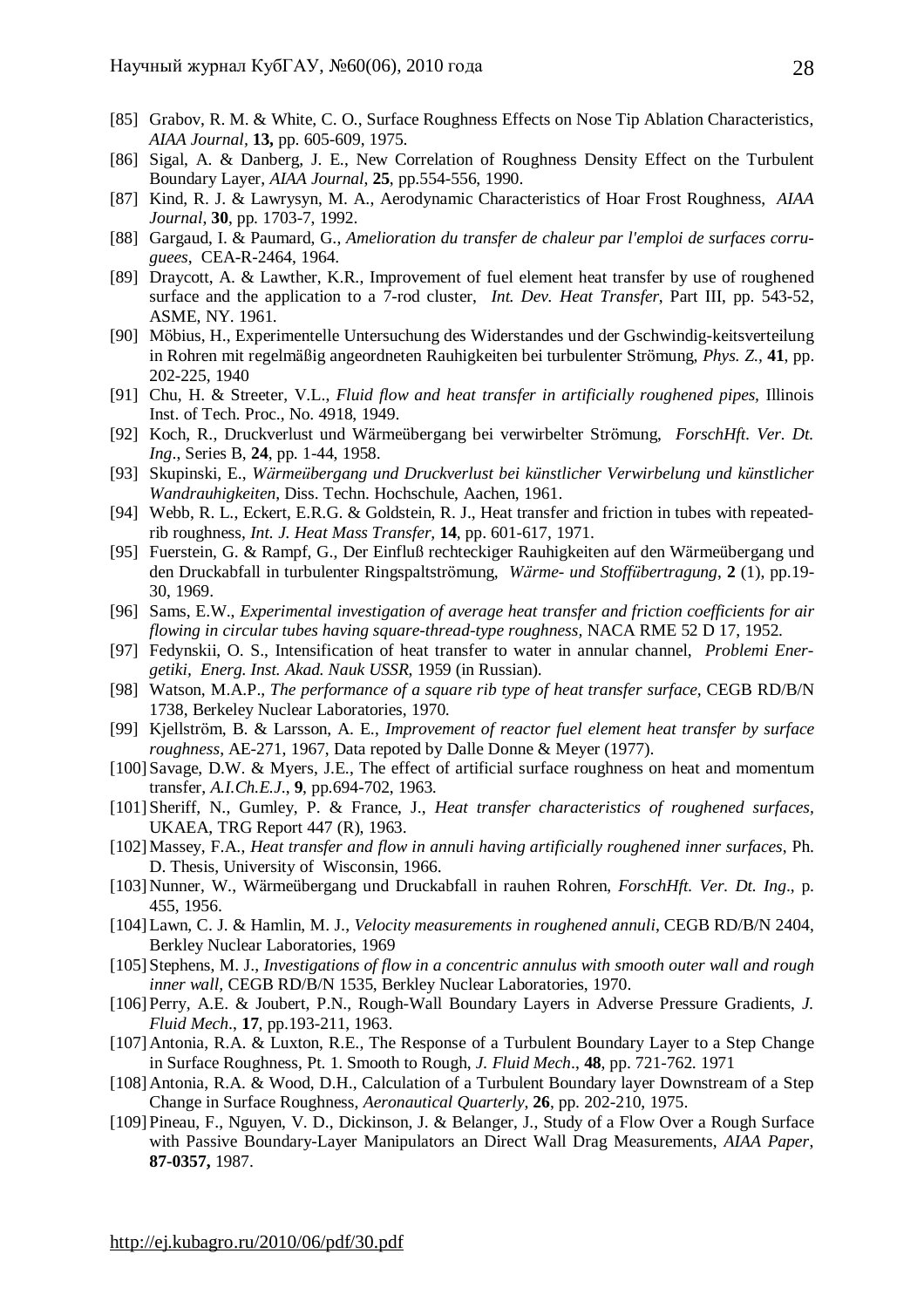[85] Grabov, R. M. & White, C. O., Surface Roughness Effects on Nose Tip Ablation Characteristics, *AIAA Journal*, **13,** pp. 605-609, 1975.

[86] Sigal, A. & Danberg, J. E., New Correlation of Roughness Density Effect on the Turbulent Boundary Layer, *AIAA Journal*, **25**, pp.554-556, 1990.

[87] Kind, R. J. & Lawrysyn, M. A., Aerodynamic Characteristics of Hoar Frost Roughness, *AIAA Journal*, **30**, pp. 1703-7, 1992.

[88] Gargaud, I. & Paumard, G., *Amelioration du transfer de chaleur par l'emploi de surfaces corruguees*, CEA-R-2464, 1964.

[89] Draycott, A. & Lawther, K.R., Improvement of fuel element heat transfer by use of roughened surface and the application to a 7-rod cluster, *Int. Dev. Heat Transfer*, Part III, pp. 543-52, ASME, NY. 1961.

[90] Möbius, H., Experimentelle Untersuchung des Widerstandes und der Gschwindig-keitsverteilung in Rohren mit regelmäßig angeordneten Rauhigkeiten bei turbulenter Strömung, *Phys. Z.*, **41**, pp. 202-225, 1940

[91] Chu, H. & Streeter, V.L., *Fluid flow and heat transfer in artificially roughened pipes*, Illinois Inst. of Tech. Proc., No. 4918, 1949.

[92] Koch, R., Druckverlust und Wärmeübergang bei verwirbelter Strömung, *ForschHft. Ver. Dt. Ing*., Series B, **24**, pp. 1-44, 1958.

[93] Skupinski, E., *Wärmeübergang und Druckverlust bei künstlicher Verwirbelung und künstlicher Wandrauhigkeiten*, Diss. Techn. Hochschule, Aachen, 1961.

[94] Webb, R. L., Eckert, E.R.G. & Goldstein, R. J., Heat transfer and friction in tubes with repeated-rib roughness, *Int. J. Heat Mass Transfer*, **14**, pp. 601-617, 1971.

[95] Fuerstein, G. & Rampf, G., Der Einfluß rechteckiger Rauhigkeiten auf den Wärmeübergang und den Druckabfall in turbulenter Ringspaltströmung, *Wärme- und Stoffübertragung*, **2** (1), pp.19-30, 1969.

[96] Sams, E.W., *Experimental investigation of average heat transfer and friction coefficients for air flowing in circular tubes having square-thread-type roughness*, NACA RME 52 D 17, 1952.

[97] Fedynskii, O. S., Intensification of heat transfer to water in annular channel, *Problemi Energetiki, Energ. Inst. Akad. Nauk USSR*, 1959 (in Russian).

[98] Watson, M.A.P., *The performance of a square rib type of heat transfer surface*, CEGB RD/B/N 1738, Berkeley Nuclear Laboratories, 1970.

[99] Kjellström, B. & Larsson, A. E., *Improvement of reactor fuel element heat transfer by surface roughness*, AE-271, 1967, Data repoted by Dalle Donne & Meyer (1977).

[100] Savage, D.W. & Myers, J.E., The effect of artificial surface roughness on heat and momentum transfer, *A.I.Ch.E.J.*, **9**, pp.694-702, 1963.

[101] Sheriff, N., Gumley, P. & France, J., *Heat transfer characteristics of roughened surfaces*, UKAEA, TRG Report 447 (R), 1963.

[102] Massey, F.A., *Heat transfer and flow in annuli having artificially roughened inner surfaces*, Ph. D. Thesis, University of Wisconsin, 1966.

[103] Nunner, W., Wärmeübergang und Druckabfall in rauhen Rohren, *ForschHft. Ver. Dt. Ing*., p. 455, 1956.

[104] Lawn, C. J. & Hamlin, M. J., *Velocity measurements in roughened annuli*, CEGB RD/B/N 2404, Berkley Nuclear Laboratories, 1969

[105] Stephens, M. J., *Investigations of flow in a concentric annulus with smooth outer wall and rough inner wall*, CEGB RD/B/N 1535, Berkley Nuclear Laboratories, 1970.

[106] Perry, A.E. & Joubert, P.N., Rough-Wall Boundary Layers in Adverse Pressure Gradients, *J. Fluid Mech*., **17**, pp.193-211, 1963.

[107] Antonia, R.A. & Luxton, R.E., The Response of a Turbulent Boundary Layer to a Step Change in Surface Roughness, Pt. 1. Smooth to Rough, *J. Fluid Mech*., **48**, pp. 721-762. 1971

[108] Antonia, R.A. & Wood, D.H., Calculation of a Turbulent Boundary layer Downstream of a Step Change in Surface Roughness, *Aeronautical Quarterly*, **26**, pp. 202-210, 1975.

[109] Pineau, F., Nguyen, V. D., Dickinson, J. & Belanger, J., Study of a Flow Over a Rough Surface with Passive Boundary-Layer Manipulators an Direct Wall Drag Measurements, *AIAA Paper*, **87-0357,** 1987.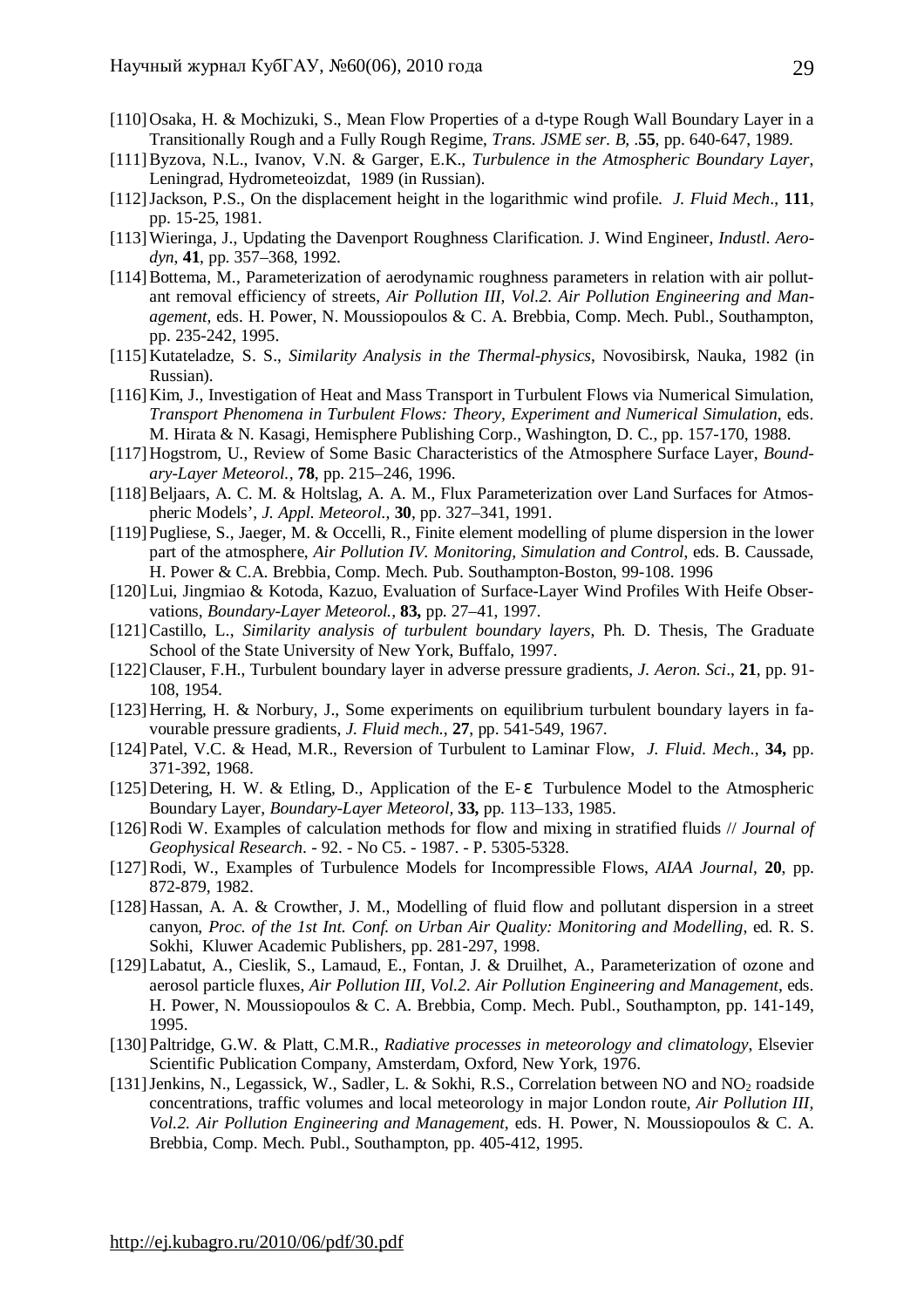[110] Osaka, H. & Mochizuki, S., Mean Flow Properties of a d-type Rough Wall Boundary Layer in a Transitionally Rough and a Fully Rough Regime, *Trans. JSME ser. B*, .**55**, pp. 640-647, 1989.

[111] Byzova, N.L., Ivanov, V.N. & Garger, E.K., *Turbulence in the Atmospheric Boundary Layer*, Leningrad, Hydrometeoizdat, 1989 (in Russian).

[112] Jackson, P.S., On the displacement height in the logarithmic wind profile. *J. Fluid Mech*., **111**, pp. 15-25, 1981.

[113] Wieringa, J., Updating the Davenport Roughness Clarification. J. Wind Engineer, *Industl. Aerodyn*, **41**, pp. 357–368, 1992.

[114] Bottema, M., Parameterization of aerodynamic roughness parameters in relation with air pollutant removal efficiency of streets, *Air Pollution III, Vol.2. Air Pollution Engineering and Management*, eds. H. Power, N. Moussiopoulos & C. A. Brebbia, Comp. Mech. Publ., Southampton, pp. 235-242, 1995.

[115] Kutateladze, S. S., *Similarity Analysis in the Thermal-physics*, Novosibirsk, Nauka, 1982 (in Russian).

[116] Kim, J., Investigation of Heat and Mass Transport in Turbulent Flows via Numerical Simulation, *Transport Phenomena in Turbulent Flows: Theory, Experiment and Numerical Simulation*, eds. M. Hirata & N. Kasagi, Hemisphere Publishing Corp., Washington, D. C., pp. 157-170, 1988.

[117] Hogstrom, U., Review of Some Basic Characteristics of the Atmosphere Surface Layer, *Boundary-Layer Meteorol.*, **78**, pp. 215–246, 1996.

[118] Beljaars, A. C. M. & Holtslag, A. A. M., Flux Parameterization over Land Surfaces for Atmospheric Models', *J. Appl. Meteorol.,* **30**, pp. 327–341, 1991.

[119] Pugliese, S., Jaeger, M. & Occelli, R., Finite element modelling of plume dispersion in the lower part of the atmosphere, *Air Pollution IV. Monitoring, Simulation and Control*, eds. B. Caussade, H. Power & C.A. Brebbia, Comp. Mech. Pub. Southampton-Boston, 99-108. 1996

[120] Lui, Jingmiao & Kotoda, Kazuo, Evaluation of Surface-Layer Wind Profiles With Heife Observations, *Boundary-Layer Meteorol.*, **83,** pp. 27–41, 1997.

[121] Castillo, L., *Similarity analysis of turbulent boundary layers*, Ph. D. Thesis, The Graduate School of the State University of New York, Buffalo, 1997.

[122] Clauser, F.H., Turbulent boundary layer in adverse pressure gradients, *J. Aeron. Sci*., **21**, pp. 91-108, 1954.

[123] Herring, H. & Norbury, J., Some experiments on equilibrium turbulent boundary layers in favourable pressure gradients, *J. Fluid mech.*, **27**, pp. 541-549, 1967.

[124] Patel, V.C. & Head, M.R., Reversion of Turbulent to Laminar Flow, *J. Fluid. Mech*., **34,** pp. 371-392, 1968.

[125] Detering, H. W. & Etling, D., Application of the E-$\varepsilon$ Turbulence Model to the Atmospheric Boundary Layer, *Boundary-Layer Meteorol,* **33,** pp. 113–133, 1985.

[126] Rodi W. Examples of calculation methods for flow and mixing in stratified fluids // *Journal of Geophysical Research*. - 92. - No C5. - 1987. - P. 5305-5328.

[127] Rodi, W., Examples of Turbulence Models for Incompressible Flows, *AIAA Journal*, **20**, pp. 872-879, 1982.

[128] Hassan, A. A. & Crowther, J. M., Modelling of fluid flow and pollutant dispersion in a street canyon, *Proc. of the 1st Int. Conf. on Urban Air Quality: Monitoring and Modelling*, ed. R. S. Sokhi, Kluwer Academic Publishers, pp. 281-297, 1998.

[129] Labatut, A., Cieslik, S., Lamaud, E., Fontan, J. & Druilhet, A., Parameterization of ozone and aerosol particle fluxes, *Air Pollution III, Vol.2. Air Pollution Engineering and Management*, eds. H. Power, N. Moussiopoulos & C. A. Brebbia, Comp. Mech. Publ., Southampton, pp. 141-149, 1995.

[130] Paltridge, G.W. & Platt, C.M.R., *Radiative processes in meteorology and climatology*, Elsevier Scientific Publication Company, Amsterdam, Oxford, New York, 1976.

[131] Jenkins, N., Legassick, W., Sadler, L. & Sokhi, R.S., Correlation between NO and $NO_2$ roadside concentrations, traffic volumes and local meteorology in major London route, *Air Pollution III, Vol.2. Air Pollution Engineering and Management*, eds. H. Power, N. Moussiopoulos & C. A. Brebbia, Comp. Mech. Publ., Southampton, pp. 405-412, 1995.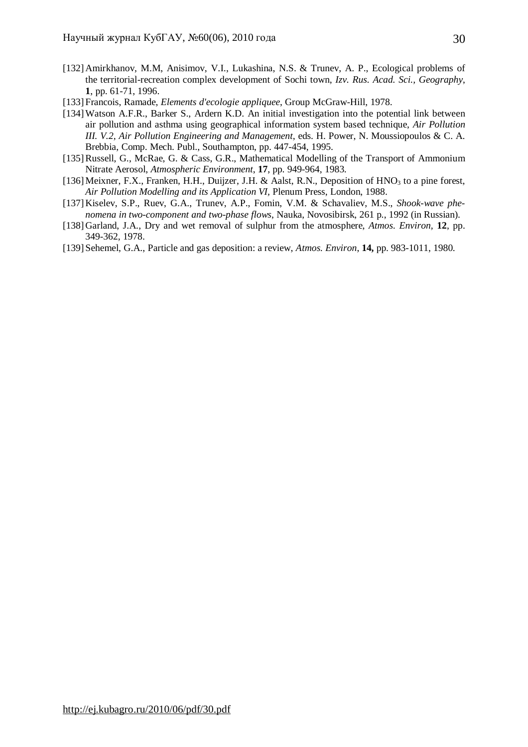[132] Amirkhanov, M.M, Anisimov, V.I., Lukashina, N.S. & Trunev, A. P., Ecological problems of the territorial-recreation complex development of Sochi town, *Izv. Rus. Acad. Sci., Geography*, **1**, pp. 61-71, 1996.

[133] Francois, Ramade, *Elements d'ecologie appliquee*, Group McGraw-Hill, 1978.

[134] Watson A.F.R., Barker S., Ardern K.D. An initial investigation into the potential link between air pollution and asthma using geographical information system based technique, *Air Pollution III. V.2, Air Pollution Engineering and Management*, eds. H. Power, N. Moussiopoulos & C. A. Brebbia, Comp. Mech. Publ., Southampton, pp. 447-454, 1995.

[135] Russell, G., McRae, G. & Cass, G.R., Mathematical Modelling of the Transport of Ammonium Nitrate Aerosol, *Atmospheric Environment*, **17**, pp. 949-964, 1983.

[136] Meixner, F.X., Franken, H.H., Duijzer, J.H. & Aalst, R.N., Deposition of $HNO_3$ to a pine forest, *Air Pollution Modelling and its Application VI*, Plenum Press, London, 1988.

[137] Kiselev, S.P., Ruev, G.A., Trunev, A.P., Fomin, V.M. & Schavaliev, M.S., *Shook-wave phenomena in two-component and two-phase flows*, Nauka, Novosibirsk, 261 p., 1992 (in Russian).

[138] Garland, J.A., Dry and wet removal of sulphur from the atmosphere, *Atmos. Environ*, **12**, pp. 349-362, 1978.

[139] Sehemel, G.A., Particle and gas deposition: a review, *Atmos. Environ*, **14,** pp. 983-1011, 1980.